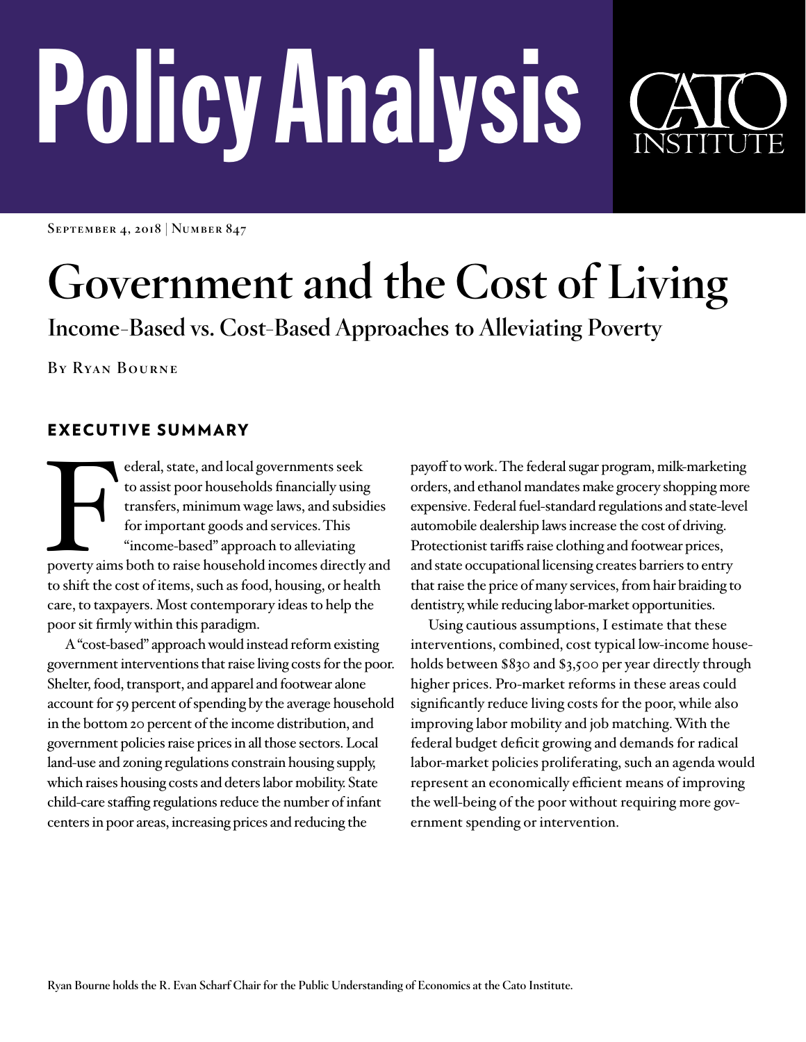# Policy Analysis

CATO INSTITUTE

September 4, 2018 | Number 847

# Government and the Cost of Living

## Income-Based vs. Cost-Based Approaches to Alleviating Poverty

By Ryan Bourne

## EXECUTIVE SUMMARY

Federal, state, and local governments seek to assist poor households financially using transfers, minimum wage laws, and subsidies for important goods and services. This "income-based" approach to alleviating poverty aims both to raise household incomes directly and to shift the cost of items, such as food, housing, or health care, to taxpayers. Most contemporary ideas to help the poor sit firmly within this paradigm.

A "cost-based" approach would instead reform existing government interventions that raise living costs for the poor. Shelter, food, transport, and apparel and footwear alone account for 59 percent of spending by the average household in the bottom 20 percent of the income distribution, and government policies raise prices in all those sectors. Local land-use and zoning regulations constrain housing supply, which raises housing costs and deters labor mobility. State child-care staffing regulations reduce the number of infant centers in poor areas, increasing prices and reducing the payoff to work. The federal sugar program, milk-marketing orders, and ethanol mandates make grocery shopping more expensive. Federal fuel-standard regulations and state-level automobile dealership laws increase the cost of driving. Protectionist tariffs raise clothing and footwear prices, and state occupational licensing creates barriers to entry that raise the price of many services, from hair braiding to dentistry, while reducing labor-market opportunities.

Using cautious assumptions, I estimate that these interventions, combined, cost typical low-income households between $830 and $3,500 per year directly through higher prices. Pro-market reforms in these areas could significantly reduce living costs for the poor, while also improving labor mobility and job matching. With the federal budget deficit growing and demands for radical labor-market policies proliferating, such an agenda would represent an economically efficient means of improving the well-being of the poor without requiring more government spending or intervention.

Ryan Bourne holds the R. Evan Scharf Chair for the Public Understanding of Economics at the Cato Institute.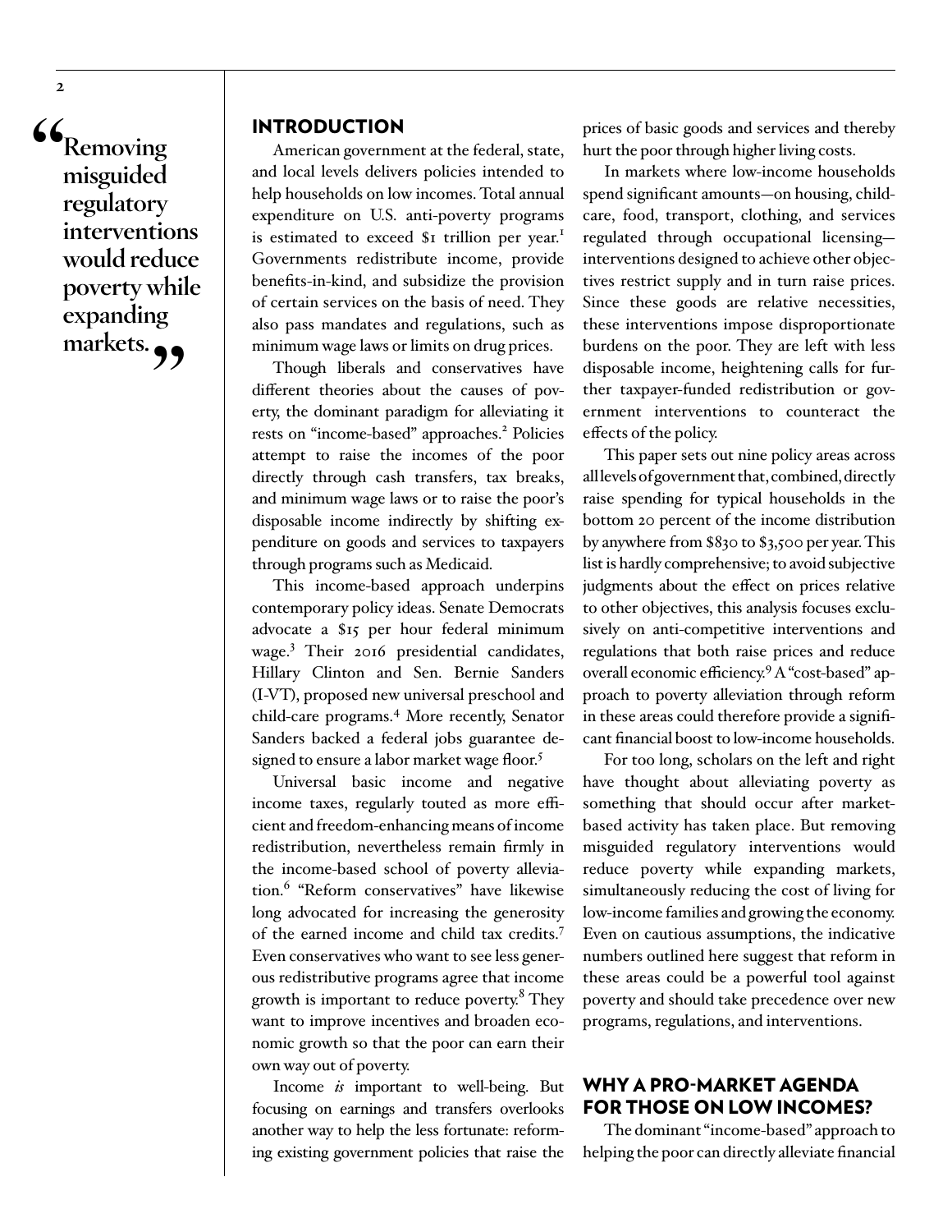> "Removing misguided regulatory interventions would reduce poverty while expanding markets."

## INTRODUCTION

American government at the federal, state, and local levels delivers policies intended to help households on low incomes. Total annual expenditure on U.S. anti-poverty programs is estimated to exceed $1 trillion per year.[1] Governments redistribute income, provide benefits-in-kind, and subsidize the provision of certain services on the basis of need. They also pass mandates and regulations, such as minimum wage laws or limits on drug prices.

Though liberals and conservatives have different theories about the causes of poverty, the dominant paradigm for alleviating it rests on "income-based" approaches.[2] Policies attempt to raise the incomes of the poor directly through cash transfers, tax breaks, and minimum wage laws or to raise the poor's disposable income indirectly by shifting expenditure on goods and services to taxpayers through programs such as Medicaid.

This income-based approach underpins contemporary policy ideas. Senate Democrats advocate a $15 per hour federal minimum wage.[3] Their 2016 presidential candidates, Hillary Clinton and Sen. Bernie Sanders (I-VT), proposed new universal preschool and child-care programs.[4] More recently, Senator Sanders backed a federal jobs guarantee designed to ensure a labor market wage floor.[5]

Universal basic income and negative income taxes, regularly touted as more efficient and freedom-enhancing means of income redistribution, nevertheless remain firmly in the income-based school of poverty alleviation.[6] "Reform conservatives" have likewise long advocated for increasing the generosity of the earned income and child tax credits.[7] Even conservatives who want to see less generous redistributive programs agree that income growth is important to reduce poverty.[8] They want to improve incentives and broaden economic growth so that the poor can earn their own way out of poverty.

Income *is* important to well-being. But focusing on earnings and transfers overlooks another way to help the less fortunate: reforming existing government policies that raise the prices of basic goods and services and thereby hurt the poor through higher living costs.

In markets where low-income households spend significant amounts—on housing, childcare, food, transport, clothing, and services regulated through occupational licensing—interventions designed to achieve other objectives restrict supply and in turn raise prices. Since these goods are relative necessities, these interventions impose disproportionate burdens on the poor. They are left with less disposable income, heightening calls for further taxpayer-funded redistribution or government interventions to counteract the effects of the policy.

This paper sets out nine policy areas across all levels of government that, combined, directly raise spending for typical households in the bottom 20 percent of the income distribution by anywhere from $830 to $3,500 per year. This list is hardly comprehensive; to avoid subjective judgments about the effect on prices relative to other objectives, this analysis focuses exclusively on anti-competitive interventions and regulations that both raise prices and reduce overall economic efficiency.[9] A "cost-based" approach to poverty alleviation through reform in these areas could therefore provide a significant financial boost to low-income households.

For too long, scholars on the left and right have thought about alleviating poverty as something that should occur after market-based activity has taken place. But removing misguided regulatory interventions would reduce poverty while expanding markets, simultaneously reducing the cost of living for low-income families and growing the economy. Even on cautious assumptions, the indicative numbers outlined here suggest that reform in these areas could be a powerful tool against poverty and should take precedence over new programs, regulations, and interventions.

## WHY A PRO-MARKET AGENDA FOR THOSE ON LOW INCOMES?

The dominant "income-based" approach to helping the poor can directly alleviate financial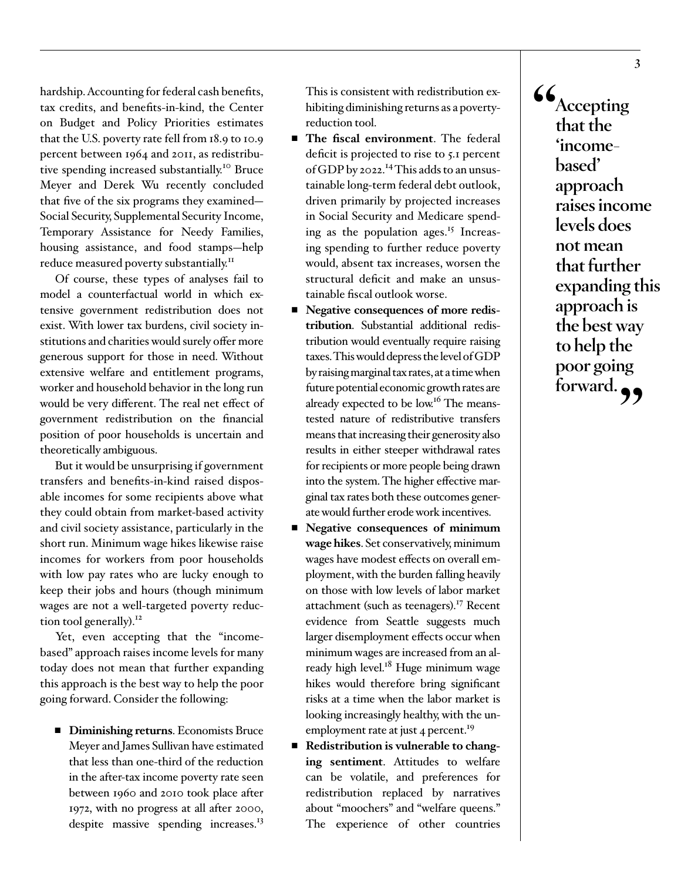hardship. Accounting for federal cash benefits, tax credits, and benefits-in-kind, the Center on Budget and Policy Priorities estimates that the U.S. poverty rate fell from 18.9 to 10.9 percent between 1964 and 2011, as redistributive spending increased substantially.[10] Bruce Meyer and Derek Wu recently concluded that five of the six programs they examined—Social Security, Supplemental Security Income, Temporary Assistance for Needy Families, housing assistance, and food stamps—help reduce measured poverty substantially.[11]

Of course, these types of analyses fail to model a counterfactual world in which extensive government redistribution does not exist. With lower tax burdens, civil society institutions and charities would surely offer more generous support for those in need. Without extensive welfare and entitlement programs, worker and household behavior in the long run would be very different. The real net effect of government redistribution on the financial position of poor households is uncertain and theoretically ambiguous.

But it would be unsurprising if government transfers and benefits-in-kind raised disposable incomes for some recipients above what they could obtain from market-based activity and civil society assistance, particularly in the short run. Minimum wage hikes likewise raise incomes for workers from poor households with low pay rates who are lucky enough to keep their jobs and hours (though minimum wages are not a well-targeted poverty reduction tool generally).[12]

Yet, even accepting that the "income-based" approach raises income levels for many today does not mean that further expanding this approach is the best way to help the poor going forward. Consider the following:

- **Diminishing returns**. Economists Bruce Meyer and James Sullivan have estimated that less than one-third of the reduction in the after-tax income poverty rate seen between 1960 and 2010 took place after 1972, with no progress at all after 2000, despite massive spending increases.[13] This is consistent with redistribution exhibiting diminishing returns as a poverty-reduction tool.
- **The fiscal environment**. The federal deficit is projected to rise to 5.1 percent of GDP by 2022.[14] This adds to an unsustainable long-term federal debt outlook, driven primarily by projected increases in Social Security and Medicare spending as the population ages.[15] Increasing spending to further reduce poverty would, absent tax increases, worsen the structural deficit and make an unsustainable fiscal outlook worse.
- **Negative consequences of more redistribution**. Substantial additional redistribution would eventually require raising taxes. This would depress the level of GDP by raising marginal tax rates, at a time when future potential economic growth rates are already expected to be low.[16] The means-tested nature of redistributive transfers means that increasing their generosity also results in either steeper withdrawal rates for recipients or more people being drawn into the system. The higher effective marginal tax rates both these outcomes generate would further erode work incentives.
- **Negative consequences of minimum wage hikes**. Set conservatively, minimum wages have modest effects on overall employment, with the burden falling heavily on those with low levels of labor market attachment (such as teenagers).[17] Recent evidence from Seattle suggests much larger disemployment effects occur when minimum wages are increased from an already high level.[18] Huge minimum wage hikes would therefore bring significant risks at a time when the labor market is looking increasingly healthy, with the unemployment rate at just 4 percent.[19]
- **Redistribution is vulnerable to changing sentiment**. Attitudes to welfare can be volatile, and preferences for redistribution replaced by narratives about "moochers" and "welfare queens." The experience of other countries

> **"Accepting that the 'income-based' approach raises income levels does not mean that further expanding this approach is the best way to help the poor going forward."**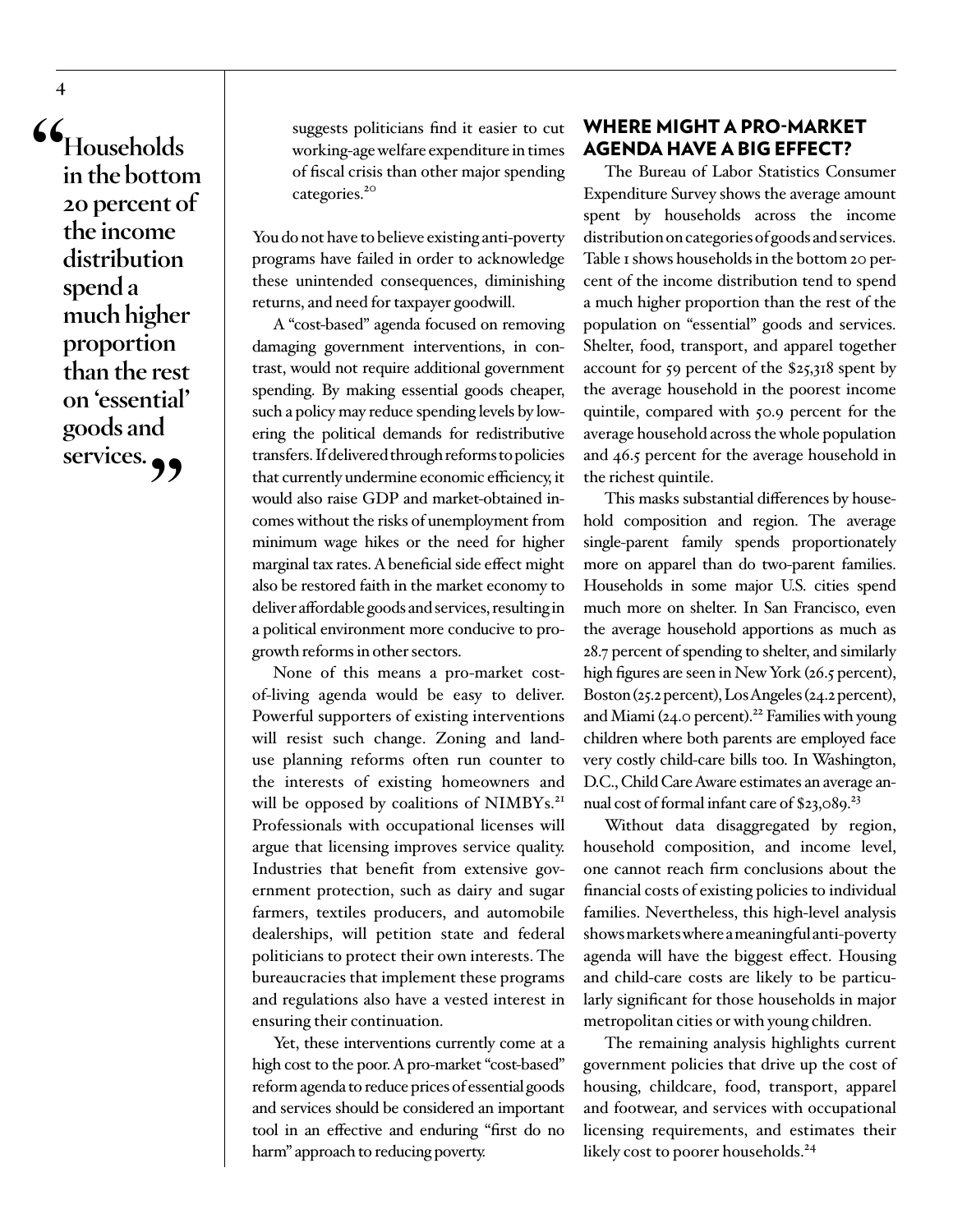> "Households in the bottom 20 percent of the income distribution spend a much higher proportion than the rest on 'essential' goods and services."

suggests politicians find it easier to cut working-age welfare expenditure in times of fiscal crisis than other major spending categories.[20]

You do not have to believe existing anti-poverty programs have failed in order to acknowledge these unintended consequences, diminishing returns, and need for taxpayer goodwill.

A "cost-based" agenda focused on removing damaging government interventions, in contrast, would not require additional government spending. By making essential goods cheaper, such a policy may reduce spending levels by lowering the political demands for redistributive transfers. If delivered through reforms to policies that currently undermine economic efficiency, it would also raise GDP and market-obtained incomes without the risks of unemployment from minimum wage hikes or the need for higher marginal tax rates. A beneficial side effect might also be restored faith in the market economy to deliver affordable goods and services, resulting in a political environment more conducive to pro-growth reforms in other sectors.

None of this means a pro-market cost-of-living agenda would be easy to deliver. Powerful supporters of existing interventions will resist such change. Zoning and land-use planning reforms often run counter to the interests of existing homeowners and will be opposed by coalitions of NIMBYs.[21] Professionals with occupational licenses will argue that licensing improves service quality. Industries that benefit from extensive government protection, such as dairy and sugar farmers, textiles producers, and automobile dealerships, will petition state and federal politicians to protect their own interests. The bureaucracies that implement these programs and regulations also have a vested interest in ensuring their continuation.

Yet, these interventions currently come at a high cost to the poor. A pro-market "cost-based" reform agenda to reduce prices of essential goods and services should be considered an important tool in an effective and enduring "first do no harm" approach to reducing poverty.

## WHERE MIGHT A PRO-MARKET AGENDA HAVE A BIG EFFECT?

The Bureau of Labor Statistics Consumer Expenditure Survey shows the average amount spent by households across the income distribution on categories of goods and services. Table 1 shows households in the bottom 20 percent of the income distribution tend to spend a much higher proportion than the rest of the population on "essential" goods and services. Shelter, food, transport, and apparel together account for 59 percent of the $25,318 spent by the average household in the poorest income quintile, compared with 50.9 percent for the average household across the whole population and 46.5 percent for the average household in the richest quintile.

This masks substantial differences by household composition and region. The average single-parent family spends proportionately more on apparel than do two-parent families. Households in some major U.S. cities spend much more on shelter. In San Francisco, even the average household apportions as much as 28.7 percent of spending to shelter, and similarly high figures are seen in New York (26.5 percent), Boston (25.2 percent), Los Angeles (24.2 percent), and Miami (24.0 percent).[22] Families with young children where both parents are employed face very costly child-care bills too. In Washington, D.C., Child Care Aware estimates an average annual cost of formal infant care of $23,089.[23]

Without data disaggregated by region, household composition, and income level, one cannot reach firm conclusions about the financial costs of existing policies to individual families. Nevertheless, this high-level analysis shows markets where a meaningful anti-poverty agenda will have the biggest effect. Housing and child-care costs are likely to be particularly significant for those households in major metropolitan cities or with young children.

The remaining analysis highlights current government policies that drive up the cost of housing, childcare, food, transport, apparel and footwear, and services with occupational licensing requirements, and estimates their likely cost to poorer households.[24]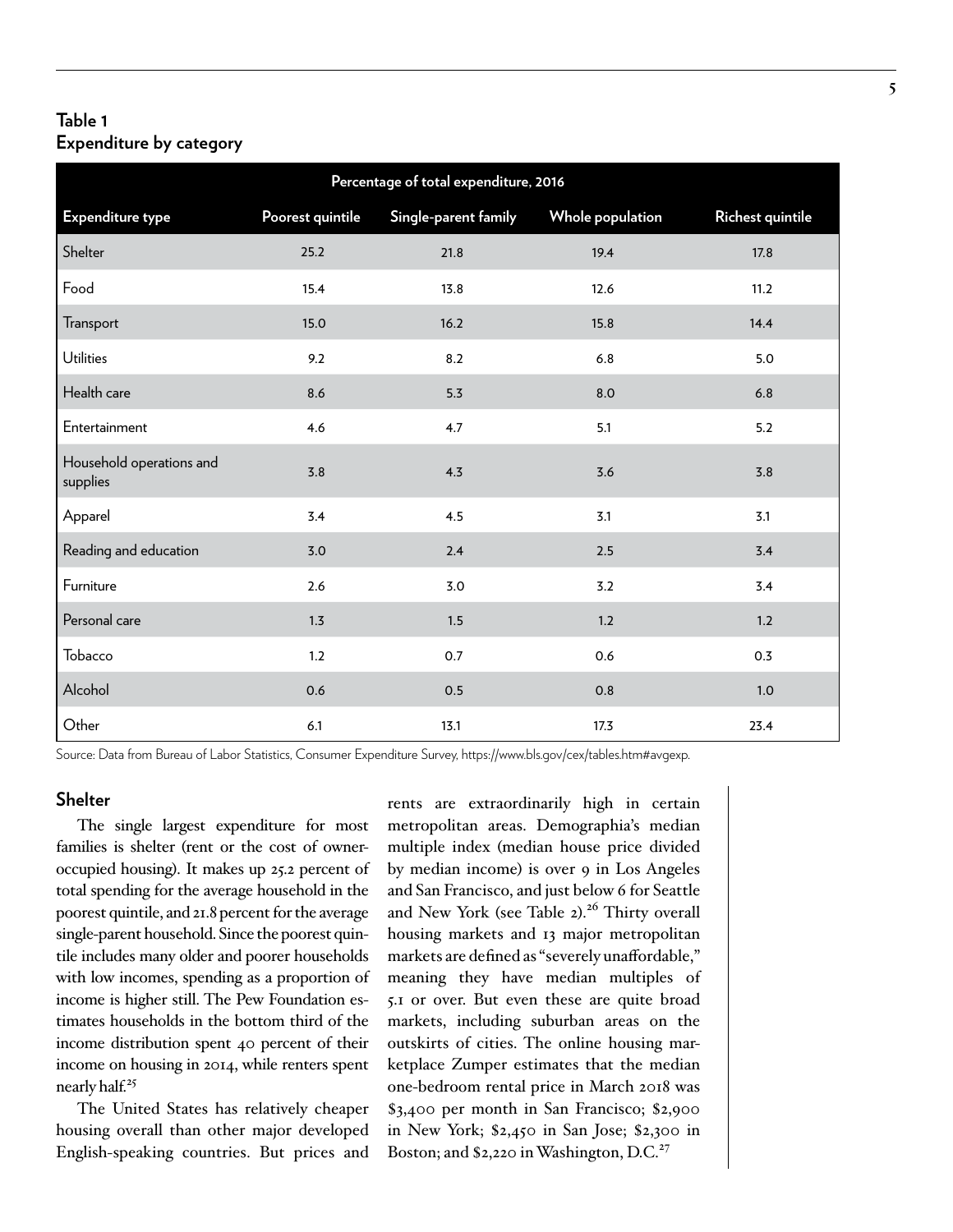**Table 1**
**Expenditure by category**

| | Percentage of total expenditure, 2016 | | | |
|---|---|---|---|---|
| **Expenditure type** | **Poorest quintile** | **Single-parent family** | **Whole population** | **Richest quintile** |
| Shelter | 25.2 | 21.8 | 19.4 | 17.8 |
| Food | 15.4 | 13.8 | 12.6 | 11.2 |
| Transport | 15.0 | 16.2 | 15.8 | 14.4 |
| Utilities | 9.2 | 8.2 | 6.8 | 5.0 |
| Health care | 8.6 | 5.3 | 8.0 | 6.8 |
| Entertainment | 4.6 | 4.7 | 5.1 | 5.2 |
| Household operations and supplies | 3.8 | 4.3 | 3.6 | 3.8 |
| Apparel | 3.4 | 4.5 | 3.1 | 3.1 |
| Reading and education | 3.0 | 2.4 | 2.5 | 3.4 |
| Furniture | 2.6 | 3.0 | 3.2 | 3.4 |
| Personal care | 1.3 | 1.5 | 1.2 | 1.2 |
| Tobacco | 1.2 | 0.7 | 0.6 | 0.3 |
| Alcohol | 0.6 | 0.5 | 0.8 | 1.0 |
| Other | 6.1 | 13.1 | 17.3 | 23.4 |

Source: Data from Bureau of Labor Statistics, Consumer Expenditure Survey, https://www.bls.gov/cex/tables.htm#avgexp.

## Shelter

The single largest expenditure for most families is shelter (rent or the cost of owner-occupied housing). It makes up 25.2 percent of total spending for the average household in the poorest quintile, and 21.8 percent for the average single-parent household. Since the poorest quintile includes many older and poorer households with low incomes, spending as a proportion of income is higher still. The Pew Foundation estimates households in the bottom third of the income distribution spent 40 percent of their income on housing in 2014, while renters spent nearly half.[25]

The United States has relatively cheaper housing overall than other major developed English-speaking countries. But prices and rents are extraordinarily high in certain metropolitan areas. Demographia's median multiple index (median house price divided by median income) is over 9 in Los Angeles and San Francisco, and just below 6 for Seattle and New York (see Table 2).[26] Thirty overall housing markets and 13 major metropolitan markets are defined as "severely unaffordable," meaning they have median multiples of 5.1 or over. But even these are quite broad markets, including suburban areas on the outskirts of cities. The online housing marketplace Zumper estimates that the median one-bedroom rental price in March 2018 was $3,400 per month in San Francisco; $2,900 in New York; $2,450 in San Jose; $2,300 in Boston; and $2,220 in Washington, D.C.[27]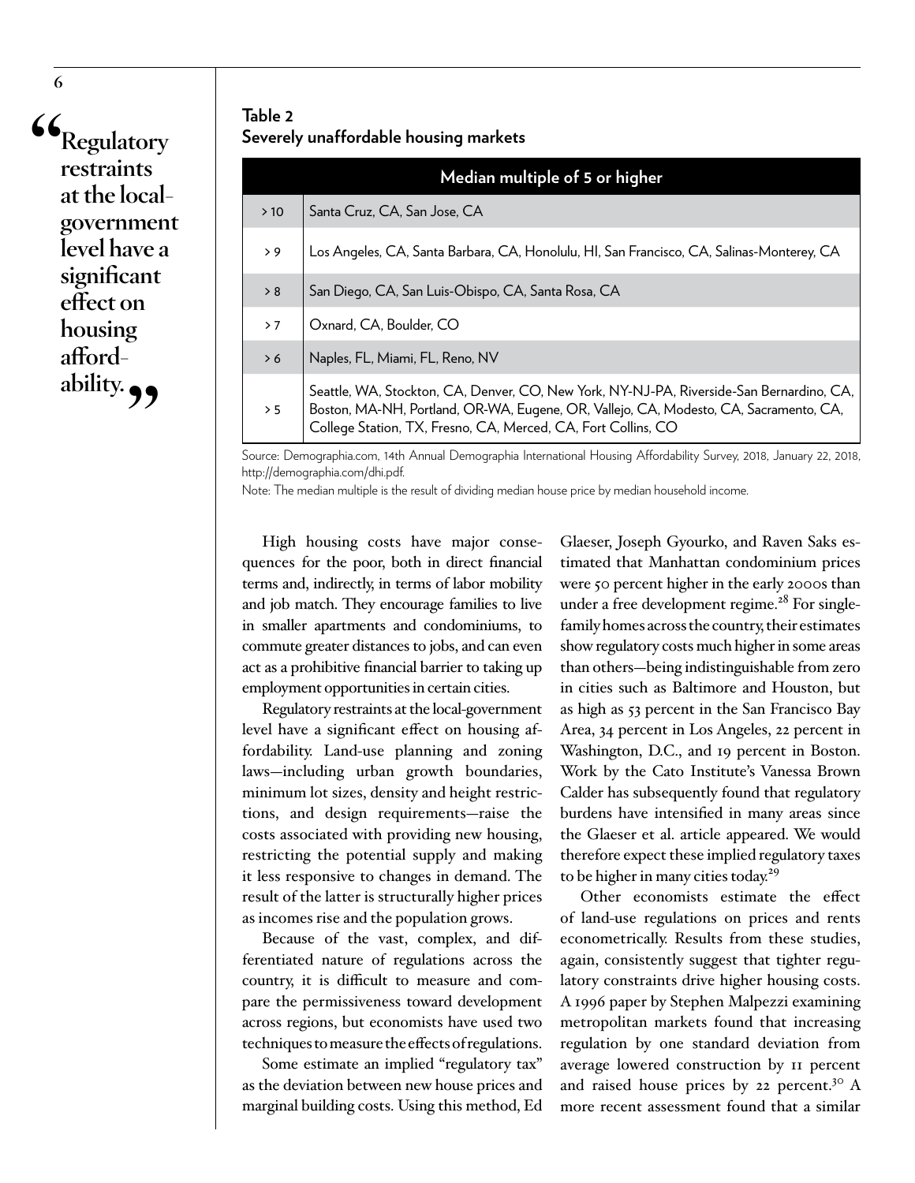> "Regulatory restraints at the local-government level have a significant effect on housing affordability."

**Table 2**
**Severely unaffordable housing markets**

| Median multiple of 5 or higher | |
|---|---|
| > 10 | Santa Cruz, CA, San Jose, CA |
| > 9 | Los Angeles, CA, Santa Barbara, CA, Honolulu, HI, San Francisco, CA, Salinas-Monterey, CA |
| > 8 | San Diego, CA, San Luis-Obispo, CA, Santa Rosa, CA |
| > 7 | Oxnard, CA, Boulder, CO |
| > 6 | Naples, FL, Miami, FL, Reno, NV |
| > 5 | Seattle, WA, Stockton, CA, Denver, CO, New York, NY-NJ-PA, Riverside-San Bernardino, CA, Boston, MA-NH, Portland, OR-WA, Eugene, OR, Vallejo, CA, Modesto, CA, Sacramento, CA, College Station, TX, Fresno, CA, Merced, CA, Fort Collins, CO |

Source: Demographia.com, 14th Annual Demographia International Housing Affordability Survey, 2018, January 22, 2018, http://demographia.com/dhi.pdf.

Note: The median multiple is the result of dividing median house price by median household income.

High housing costs have major consequences for the poor, both in direct financial terms and, indirectly, in terms of labor mobility and job match. They encourage families to live in smaller apartments and condominiums, to commute greater distances to jobs, and can even act as a prohibitive financial barrier to taking up employment opportunities in certain cities.

Regulatory restraints at the local-government level have a significant effect on housing affordability. Land-use planning and zoning laws—including urban growth boundaries, minimum lot sizes, density and height restrictions, and design requirements—raise the costs associated with providing new housing, restricting the potential supply and making it less responsive to changes in demand. The result of the latter is structurally higher prices as incomes rise and the population grows.

Because of the vast, complex, and differentiated nature of regulations across the country, it is difficult to measure and compare the permissiveness toward development across regions, but economists have used two techniques to measure the effects of regulations.

Some estimate an implied "regulatory tax" as the deviation between new house prices and marginal building costs. Using this method, Ed Glaeser, Joseph Gyourko, and Raven Saks estimated that Manhattan condominium prices were 50 percent higher in the early 2000s than under a free development regime.[28] For single-family homes across the country, their estimates show regulatory costs much higher in some areas than others—being indistinguishable from zero in cities such as Baltimore and Houston, but as high as 53 percent in the San Francisco Bay Area, 34 percent in Los Angeles, 22 percent in Washington, D.C., and 19 percent in Boston. Work by the Cato Institute's Vanessa Brown Calder has subsequently found that regulatory burdens have intensified in many areas since the Glaeser et al. article appeared. We would therefore expect these implied regulatory taxes to be higher in many cities today.[29]

Other economists estimate the effect of land-use regulations on prices and rents econometrically. Results from these studies, again, consistently suggest that tighter regulatory constraints drive higher housing costs. A 1996 paper by Stephen Malpezzi examining metropolitan markets found that increasing regulation by one standard deviation from average lowered construction by 11 percent and raised house prices by 22 percent.[30] A more recent assessment found that a similar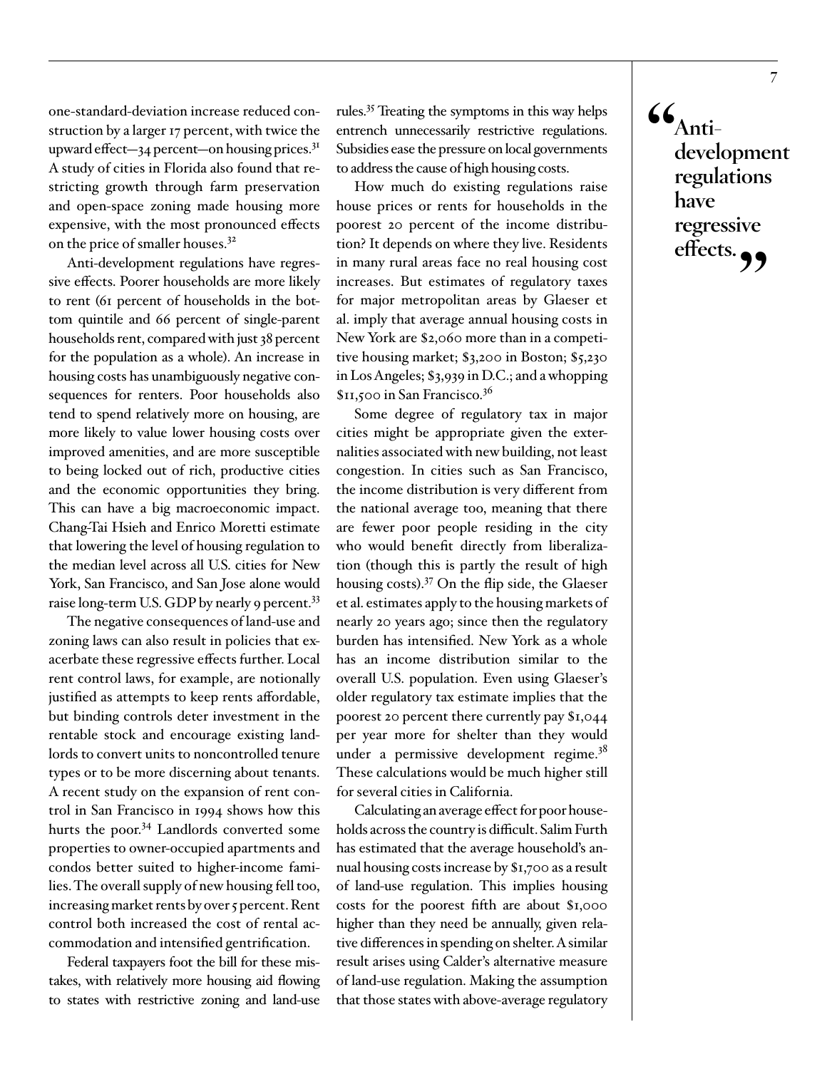one-standard-deviation increase reduced construction by a larger 17 percent, with twice the upward effect—34 percent—on housing prices.[31] A study of cities in Florida also found that restricting growth through farm preservation and open-space zoning made housing more expensive, with the most pronounced effects on the price of smaller houses.[32]

Anti-development regulations have regressive effects. Poorer households are more likely to rent (61 percent of households in the bottom quintile and 66 percent of single-parent households rent, compared with just 38 percent for the population as a whole). An increase in housing costs has unambiguously negative consequences for renters. Poor households also tend to spend relatively more on housing, are more likely to value lower housing costs over improved amenities, and are more susceptible to being locked out of rich, productive cities and the economic opportunities they bring. This can have a big macroeconomic impact. Chang-Tai Hsieh and Enrico Moretti estimate that lowering the level of housing regulation to the median level across all U.S. cities for New York, San Francisco, and San Jose alone would raise long-term U.S. GDP by nearly 9 percent.[33]

> **"Anti-development regulations have regressive effects."**

The negative consequences of land-use and zoning laws can also result in policies that exacerbate these regressive effects further. Local rent control laws, for example, are notionally justified as attempts to keep rents affordable, but binding controls deter investment in the rentable stock and encourage existing landlords to convert units to noncontrolled tenure types or to be more discerning about tenants. A recent study on the expansion of rent control in San Francisco in 1994 shows how this hurts the poor.[34] Landlords converted some properties to owner-occupied apartments and condos better suited to higher-income families. The overall supply of new housing fell too, increasing market rents by over 5 percent. Rent control both increased the cost of rental accommodation and intensified gentrification.

Federal taxpayers foot the bill for these mistakes, with relatively more housing aid flowing to states with restrictive zoning and land-use rules.[35] Treating the symptoms in this way helps entrench unnecessarily restrictive regulations. Subsidies ease the pressure on local governments to address the cause of high housing costs.

How much do existing regulations raise house prices or rents for households in the poorest 20 percent of the income distribution? It depends on where they live. Residents in many rural areas face no real housing cost increases. But estimates of regulatory taxes for major metropolitan areas by Glaeser et al. imply that average annual housing costs in New York are $2,060 more than in a competitive housing market; $3,200 in Boston; $5,230 in Los Angeles; $3,939 in D.C.; and a whopping $11,500 in San Francisco.[36]

Some degree of regulatory tax in major cities might be appropriate given the externalities associated with new building, not least congestion. In cities such as San Francisco, the income distribution is very different from the national average too, meaning that there are fewer poor people residing in the city who would benefit directly from liberalization (though this is partly the result of high housing costs).[37] On the flip side, the Glaeser et al. estimates apply to the housing markets of nearly 20 years ago; since then the regulatory burden has intensified. New York as a whole has an income distribution similar to the overall U.S. population. Even using Glaeser's older regulatory tax estimate implies that the poorest 20 percent there currently pay $1,044 per year more for shelter than they would under a permissive development regime.[38] These calculations would be much higher still for several cities in California.

Calculating an average effect for poor households across the country is difficult. Salim Furth has estimated that the average household's annual housing costs increase by $1,700 as a result of land-use regulation. This implies housing costs for the poorest fifth are about $1,000 higher than they need be annually, given relative differences in spending on shelter. A similar result arises using Calder's alternative measure of land-use regulation. Making the assumption that those states with above-average regulatory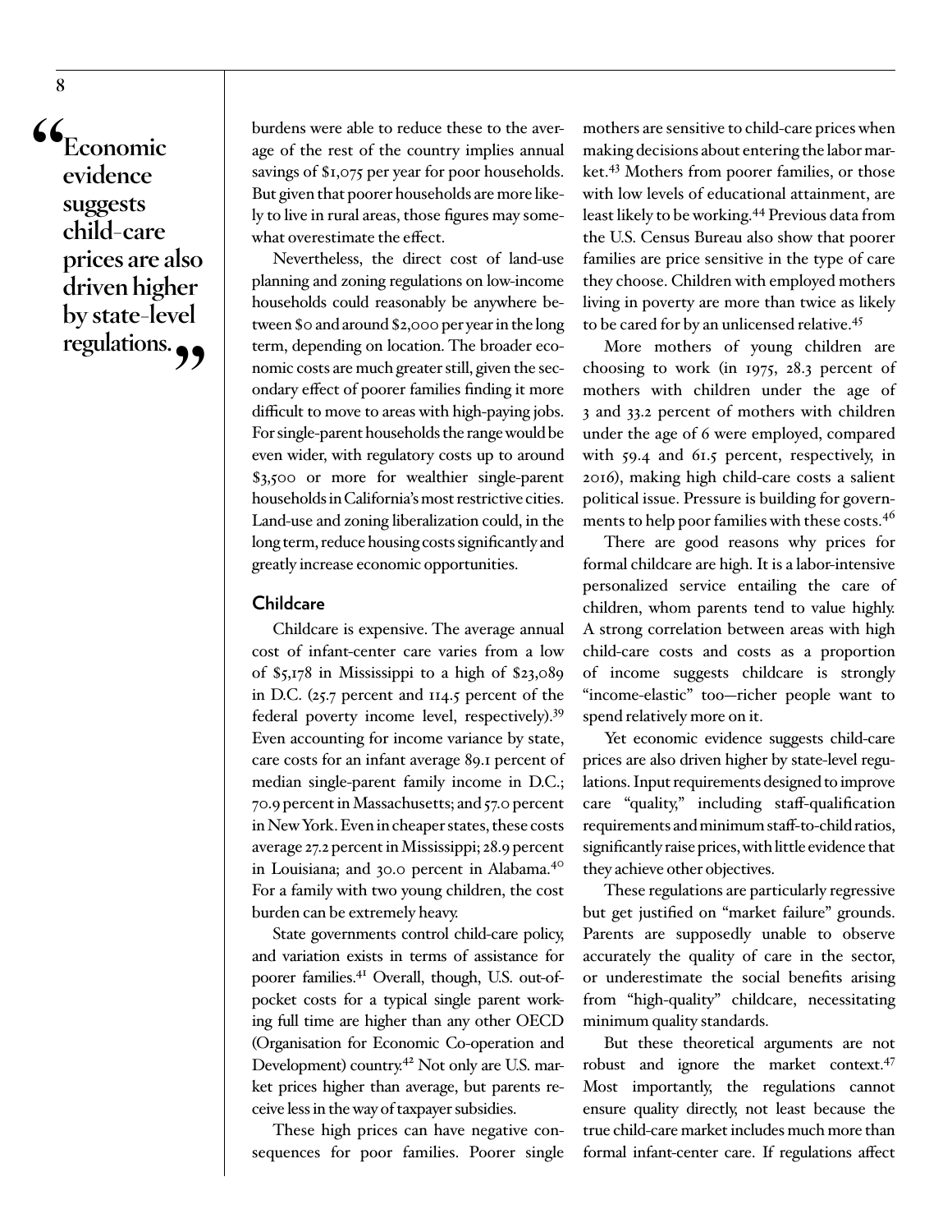> "Economic evidence suggests child-care prices are also driven higher by state-level regulations."

burdens were able to reduce these to the average of the rest of the country implies annual savings of $1,075 per year for poor households. But given that poorer households are more likely to live in rural areas, those figures may somewhat overestimate the effect.

Nevertheless, the direct cost of land-use planning and zoning regulations on low-income households could reasonably be anywhere between $0 and around $2,000 per year in the long term, depending on location. The broader economic costs are much greater still, given the secondary effect of poorer families finding it more difficult to move to areas with high-paying jobs. For single-parent households the range would be even wider, with regulatory costs up to around $3,500 or more for wealthier single-parent households in California's most restrictive cities. Land-use and zoning liberalization could, in the long term, reduce housing costs significantly and greatly increase economic opportunities.

### Childcare

Childcare is expensive. The average annual cost of infant-center care varies from a low of $5,178 in Mississippi to a high of $23,089 in D.C. (25.7 percent and 114.5 percent of the federal poverty income level, respectively).[39] Even accounting for income variance by state, care costs for an infant average 89.1 percent of median single-parent family income in D.C.; 70.9 percent in Massachusetts; and 57.0 percent in New York. Even in cheaper states, these costs average 27.2 percent in Mississippi; 28.9 percent in Louisiana; and 30.0 percent in Alabama.[40] For a family with two young children, the cost burden can be extremely heavy.

State governments control child-care policy, and variation exists in terms of assistance for poorer families.[41] Overall, though, U.S. out-of-pocket costs for a typical single parent working full time are higher than any other OECD (Organisation for Economic Co-operation and Development) country.[42] Not only are U.S. market prices higher than average, but parents receive less in the way of taxpayer subsidies.

These high prices can have negative consequences for poor families. Poorer single mothers are sensitive to child-care prices when making decisions about entering the labor market.[43] Mothers from poorer families, or those with low levels of educational attainment, are least likely to be working.[44] Previous data from the U.S. Census Bureau also show that poorer families are price sensitive in the type of care they choose. Children with employed mothers living in poverty are more than twice as likely to be cared for by an unlicensed relative.[45]

More mothers of young children are choosing to work (in 1975, 28.3 percent of mothers with children under the age of 3 and 33.2 percent of mothers with children under the age of 6 were employed, compared with 59.4 and 61.5 percent, respectively, in 2016), making high child-care costs a salient political issue. Pressure is building for governments to help poor families with these costs.[46]

There are good reasons why prices for formal childcare are high. It is a labor-intensive personalized service entailing the care of children, whom parents tend to value highly. A strong correlation between areas with high child-care costs and costs as a proportion of income suggests childcare is strongly "income-elastic" too—richer people want to spend relatively more on it.

Yet economic evidence suggests child-care prices are also driven higher by state-level regulations. Input requirements designed to improve care "quality," including staff-qualification requirements and minimum staff-to-child ratios, significantly raise prices, with little evidence that they achieve other objectives.

These regulations are particularly regressive but get justified on "market failure" grounds. Parents are supposedly unable to observe accurately the quality of care in the sector, or underestimate the social benefits arising from "high-quality" childcare, necessitating minimum quality standards.

But these theoretical arguments are not robust and ignore the market context.[47] Most importantly, the regulations cannot ensure quality directly, not least because the true child-care market includes much more than formal infant-center care. If regulations affect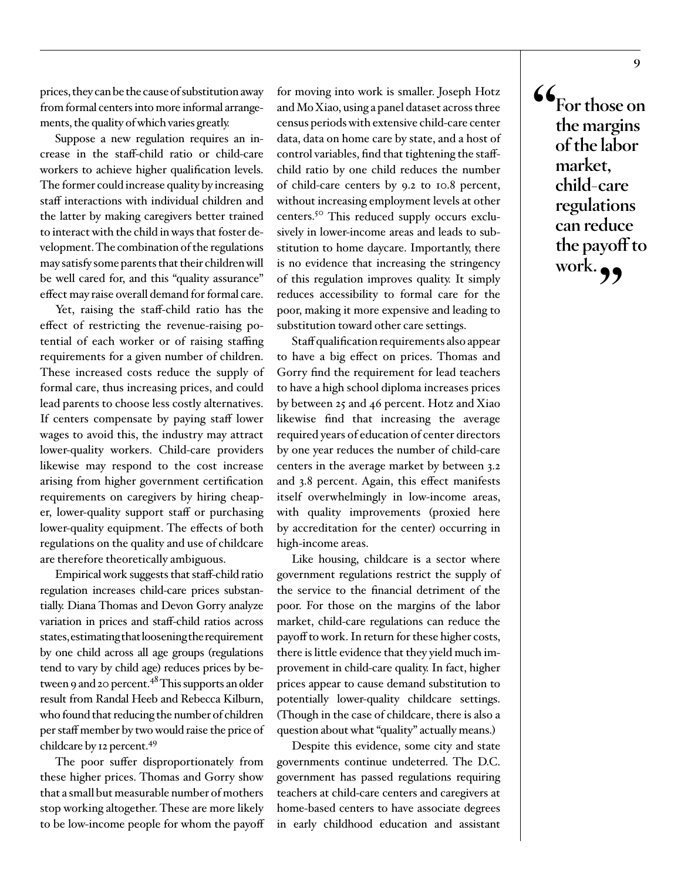prices, they can be the cause of substitution away from formal centers into more informal arrangements, the quality of which varies greatly.

Suppose a new regulation requires an increase in the staff-child ratio or child-care workers to achieve higher qualification levels. The former could increase quality by increasing staff interactions with individual children and the latter by making caregivers better trained to interact with the child in ways that foster development. The combination of the regulations may satisfy some parents that their children will be well cared for, and this "quality assurance" effect may raise overall demand for formal care.

Yet, raising the staff-child ratio has the effect of restricting the revenue-raising potential of each worker or of raising staffing requirements for a given number of children. These increased costs reduce the supply of formal care, thus increasing prices, and could lead parents to choose less costly alternatives. If centers compensate by paying staff lower wages to avoid this, the industry may attract lower-quality workers. Child-care providers likewise may respond to the cost increase arising from higher government certification requirements on caregivers by hiring cheaper, lower-quality support staff or purchasing lower-quality equipment. The effects of both regulations on the quality and use of childcare are therefore theoretically ambiguous.

Empirical work suggests that staff-child ratio regulation increases child-care prices substantially. Diana Thomas and Devon Gorry analyze variation in prices and staff-child ratios across states, estimating that loosening the requirement by one child across all age groups (regulations tend to vary by child age) reduces prices by between 9 and 20 percent.[48] This supports an older result from Randal Heeb and Rebecca Kilburn, who found that reducing the number of children per staff member by two would raise the price of childcare by 12 percent.[49]

The poor suffer disproportionately from these higher prices. Thomas and Gorry show that a small but measurable number of mothers stop working altogether. These are more likely to be low-income people for whom the payoff for moving into work is smaller. Joseph Hotz and Mo Xiao, using a panel dataset across three census periods with extensive child-care center data, data on home care by state, and a host of control variables, find that tightening the staff-child ratio by one child reduces the number of child-care centers by 9.2 to 10.8 percent, without increasing employment levels at other centers.[50] This reduced supply occurs exclusively in lower-income areas and leads to substitution to home daycare. Importantly, there is no evidence that increasing the stringency of this regulation improves quality. It simply reduces accessibility to formal care for the poor, making it more expensive and leading to substitution toward other care settings.

Staff qualification requirements also appear to have a big effect on prices. Thomas and Gorry find the requirement for lead teachers to have a high school diploma increases prices by between 25 and 46 percent. Hotz and Xiao likewise find that increasing the average required years of education of center directors by one year reduces the number of child-care centers in the average market by between 3.2 and 3.8 percent. Again, this effect manifests itself overwhelmingly in low-income areas, with quality improvements (proxied here by accreditation for the center) occurring in high-income areas.

Like housing, childcare is a sector where government regulations restrict the supply of the service to the financial detriment of the poor. For those on the margins of the labor market, child-care regulations can reduce the payoff to work. In return for these higher costs, there is little evidence that they yield much improvement in child-care quality. In fact, higher prices appear to cause demand substitution to potentially lower-quality childcare settings. (Though in the case of childcare, there is also a question about what "quality" actually means.)

Despite this evidence, some city and state governments continue undeterred. The D.C. government has passed regulations requiring teachers at child-care centers and caregivers at home-based centers to have associate degrees in early childhood education and assistant

> **"For those on the margins of the labor market, child-care regulations can reduce the payoff to work."**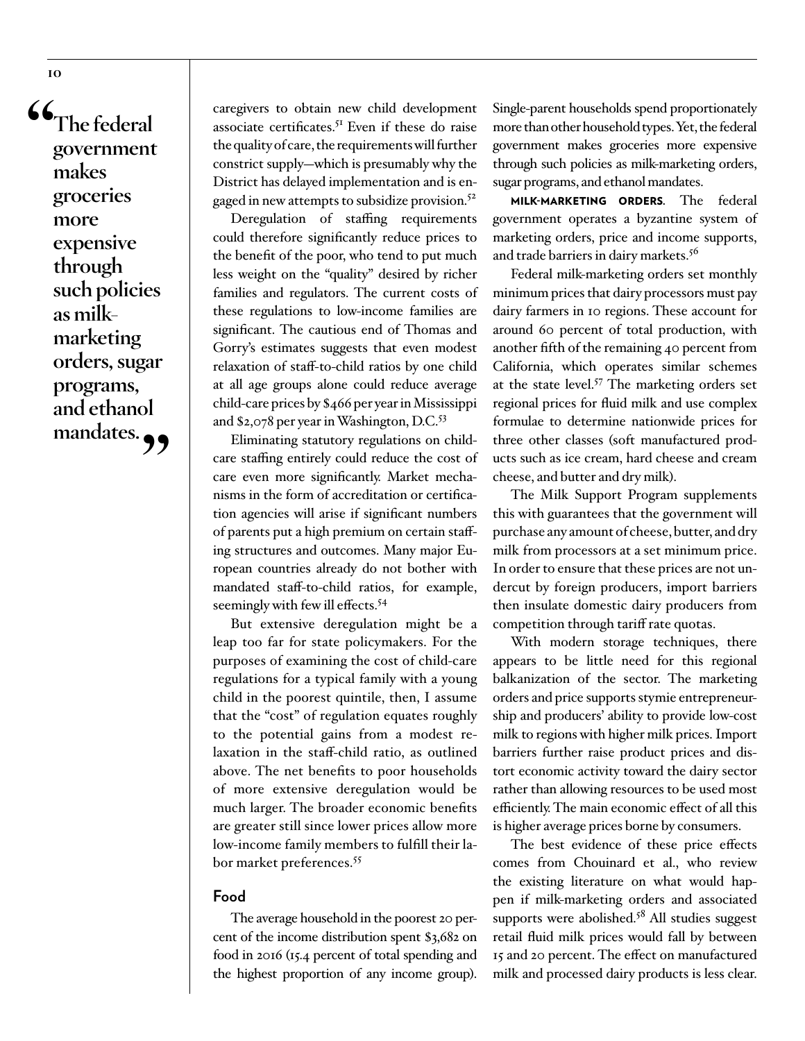> "The federal government makes groceries more expensive through such policies as milk-marketing orders, sugar programs, and ethanol mandates."

caregivers to obtain new child development associate certificates.[51] Even if these do raise the quality of care, the requirements will further constrict supply—which is presumably why the District has delayed implementation and is engaged in new attempts to subsidize provision.[52]

Deregulation of staffing requirements could therefore significantly reduce prices to the benefit of the poor, who tend to put much less weight on the "quality" desired by richer families and regulators. The current costs of these regulations to low-income families are significant. The cautious end of Thomas and Gorry's estimates suggests that even modest relaxation of staff-to-child ratios by one child at all age groups alone could reduce average child-care prices by $466 per year in Mississippi and $2,078 per year in Washington, D.C.[53]

Eliminating statutory regulations on child-care staffing entirely could reduce the cost of care even more significantly. Market mechanisms in the form of accreditation or certification agencies will arise if significant numbers of parents put a high premium on certain staffing structures and outcomes. Many major European countries already do not bother with mandated staff-to-child ratios, for example, seemingly with few ill effects.[54]

But extensive deregulation might be a leap too far for state policymakers. For the purposes of examining the cost of child-care regulations for a typical family with a young child in the poorest quintile, then, I assume that the "cost" of regulation equates roughly to the potential gains from a modest relaxation in the staff-child ratio, as outlined above. The net benefits to poor households of more extensive deregulation would be much larger. The broader economic benefits are greater still since lower prices allow more low-income family members to fulfill their labor market preferences.[55]

### Food

The average household in the poorest 20 percent of the income distribution spent $3,682 on food in 2016 (15.4 percent of total spending and the highest proportion of any income group). Single-parent households spend proportionately more than other household types. Yet, the federal government makes groceries more expensive through such policies as milk-marketing orders, sugar programs, and ethanol mandates.

**MILK-MARKETING ORDERS.** The federal government operates a byzantine system of marketing orders, price and income supports, and trade barriers in dairy markets.[56]

Federal milk-marketing orders set monthly minimum prices that dairy processors must pay dairy farmers in 10 regions. These account for around 60 percent of total production, with another fifth of the remaining 40 percent from California, which operates similar schemes at the state level.[57] The marketing orders set regional prices for fluid milk and use complex formulae to determine nationwide prices for three other classes (soft manufactured products such as ice cream, hard cheese and cream cheese, and butter and dry milk).

The Milk Support Program supplements this with guarantees that the government will purchase any amount of cheese, butter, and dry milk from processors at a set minimum price. In order to ensure that these prices are not undercut by foreign producers, import barriers then insulate domestic dairy producers from competition through tariff rate quotas.

With modern storage techniques, there appears to be little need for this regional balkanization of the sector. The marketing orders and price supports stymie entrepreneurship and producers' ability to provide low-cost milk to regions with higher milk prices. Import barriers further raise product prices and distort economic activity toward the dairy sector rather than allowing resources to be used most efficiently. The main economic effect of all this is higher average prices borne by consumers.

The best evidence of these price effects comes from Chouinard et al., who review the existing literature on what would happen if milk-marketing orders and associated supports were abolished.[58] All studies suggest retail fluid milk prices would fall by between 15 and 20 percent. The effect on manufactured milk and processed dairy products is less clear.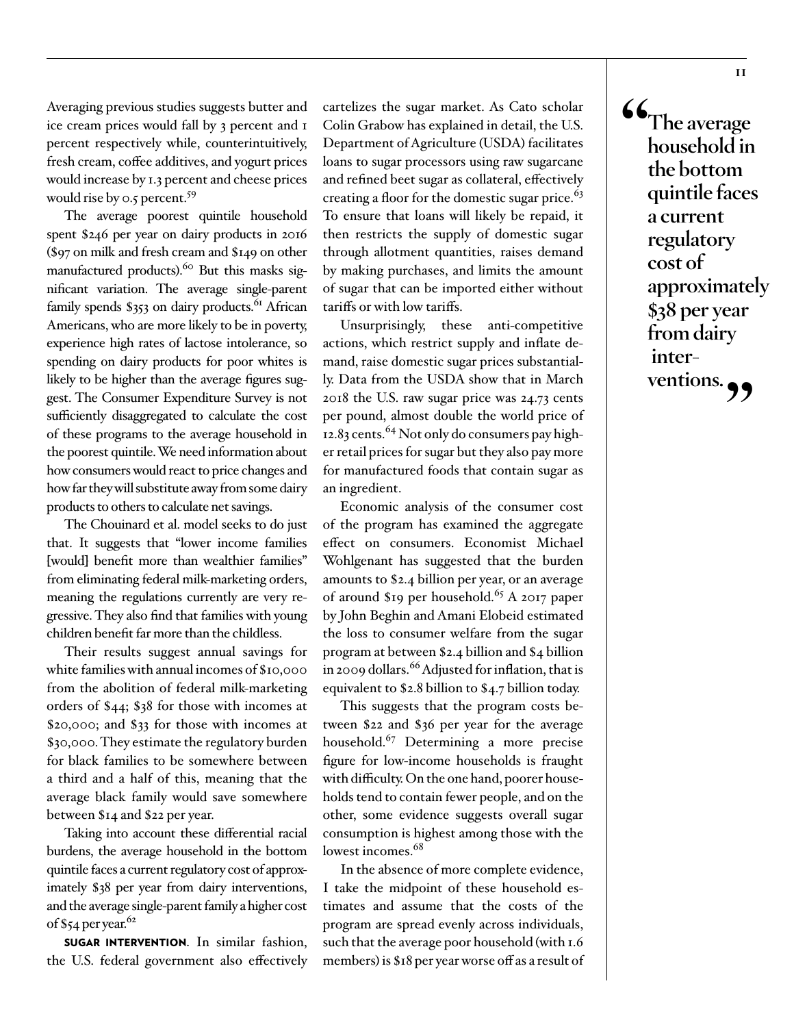Averaging previous studies suggests butter and ice cream prices would fall by 3 percent and 1 percent respectively while, counterintuitively, fresh cream, coffee additives, and yogurt prices would increase by 1.3 percent and cheese prices would rise by 0.5 percent.[59]

The average poorest quintile household spent $246 per year on dairy products in 2016 ($97 on milk and fresh cream and $149 on other manufactured products).[60] But this masks significant variation. The average single-parent family spends $353 on dairy products.[61] African Americans, who are more likely to be in poverty, experience high rates of lactose intolerance, so spending on dairy products for poor whites is likely to be higher than the average figures suggest. The Consumer Expenditure Survey is not sufficiently disaggregated to calculate the cost of these programs to the average household in the poorest quintile. We need information about how consumers would react to price changes and how far they will substitute away from some dairy products to others to calculate net savings.

The Chouinard et al. model seeks to do just that. It suggests that "lower income families [would] benefit more than wealthier families" from eliminating federal milk-marketing orders, meaning the regulations currently are very regressive. They also find that families with young children benefit far more than the childless.

Their results suggest annual savings for white families with annual incomes of $10,000 from the abolition of federal milk-marketing orders of $44; $38 for those with incomes at $20,000; and $33 for those with incomes at $30,000. They estimate the regulatory burden for black families to be somewhere between a third and a half of this, meaning that the average black family would save somewhere between $14 and $22 per year.

Taking into account these differential racial burdens, the average household in the bottom quintile faces a current regulatory cost of approximately $38 per year from dairy interventions, and the average single-parent family a higher cost of $54 per year.[62]

**SUGAR INTERVENTION**. In similar fashion, the U.S. federal government also effectively cartelizes the sugar market. As Cato scholar Colin Grabow has explained in detail, the U.S. Department of Agriculture (USDA) facilitates loans to sugar processors using raw sugarcane and refined beet sugar as collateral, effectively creating a floor for the domestic sugar price.[63] To ensure that loans will likely be repaid, it then restricts the supply of domestic sugar through allotment quantities, raises demand by making purchases, and limits the amount of sugar that can be imported either without tariffs or with low tariffs.

Unsurprisingly, these anti-competitive actions, which restrict supply and inflate demand, raise domestic sugar prices substantially. Data from the USDA show that in March 2018 the U.S. raw sugar price was 24.73 cents per pound, almost double the world price of 12.83 cents.[64] Not only do consumers pay higher retail prices for sugar but they also pay more for manufactured foods that contain sugar as an ingredient.

Economic analysis of the consumer cost of the program has examined the aggregate effect on consumers. Economist Michael Wohlgenant has suggested that the burden amounts to $2.4 billion per year, or an average of around $19 per household.[65] A 2017 paper by John Beghin and Amani Elobeid estimated the loss to consumer welfare from the sugar program at between $2.4 billion and $4 billion in 2009 dollars.[66] Adjusted for inflation, that is equivalent to $2.8 billion to $4.7 billion today.

This suggests that the program costs between $22 and $36 per year for the average household.[67] Determining a more precise figure for low-income households is fraught with difficulty. On the one hand, poorer households tend to contain fewer people, and on the other, some evidence suggests overall sugar consumption is highest among those with the lowest incomes.[68]

In the absence of more complete evidence, I take the midpoint of these household estimates and assume that the costs of the program are spread evenly across individuals, such that the average poor household (with 1.6 members) is $18 per year worse off as a result of

> **"The average household in the bottom quintile faces a current regulatory cost of approximately $38 per year from dairy interventions."**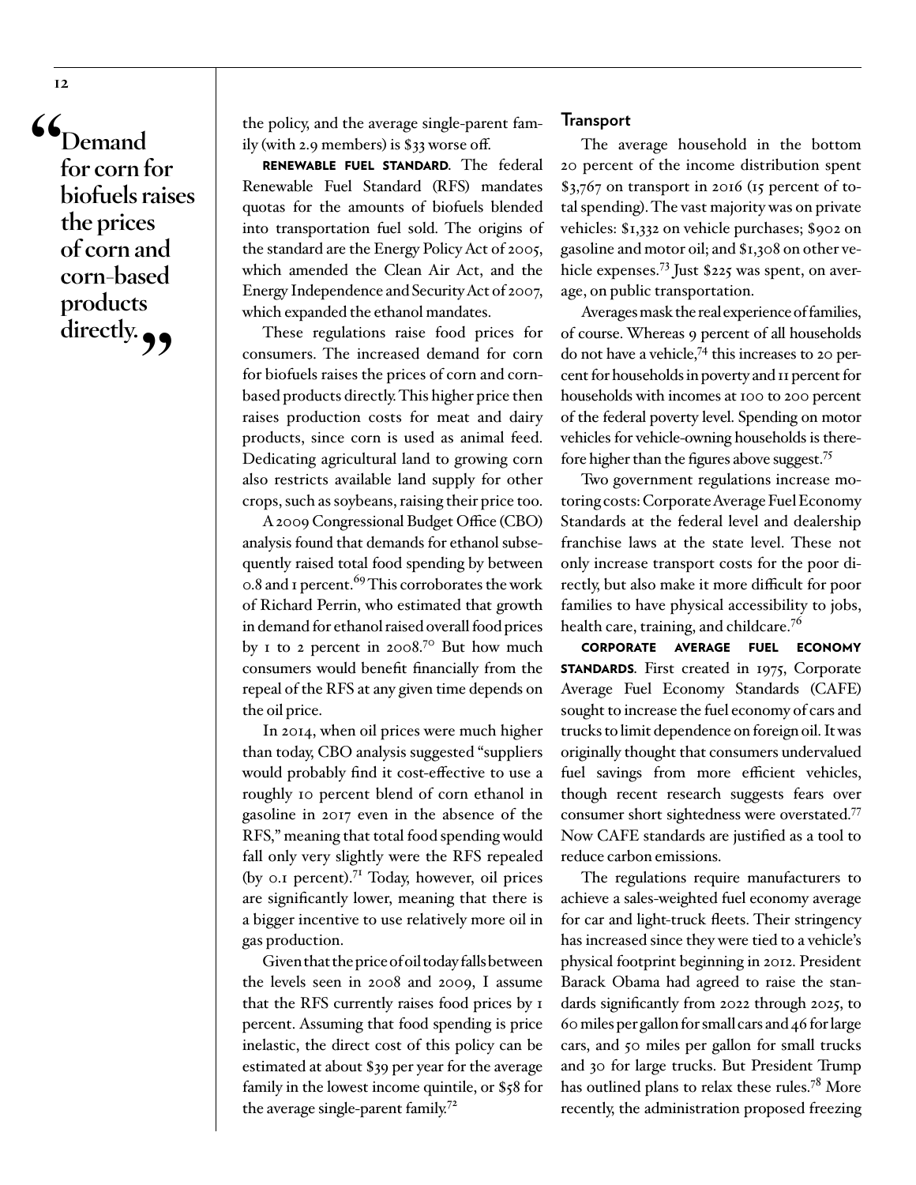> "Demand for corn for biofuels raises the prices of corn and corn-based products directly."

the policy, and the average single-parent family (with 2.9 members) is $33 worse off.

**RENEWABLE FUEL STANDARD.** The federal Renewable Fuel Standard (RFS) mandates quotas for the amounts of biofuels blended into transportation fuel sold. The origins of the standard are the Energy Policy Act of 2005, which amended the Clean Air Act, and the Energy Independence and Security Act of 2007, which expanded the ethanol mandates.

These regulations raise food prices for consumers. The increased demand for corn for biofuels raises the prices of corn and corn-based products directly. This higher price then raises production costs for meat and dairy products, since corn is used as animal feed. Dedicating agricultural land to growing corn also restricts available land supply for other crops, such as soybeans, raising their price too.

A 2009 Congressional Budget Office (CBO) analysis found that demands for ethanol subsequently raised total food spending by between 0.8 and 1 percent.[69] This corroborates the work of Richard Perrin, who estimated that growth in demand for ethanol raised overall food prices by 1 to 2 percent in 2008.[70] But how much consumers would benefit financially from the repeal of the RFS at any given time depends on the oil price.

In 2014, when oil prices were much higher than today, CBO analysis suggested "suppliers would probably find it cost-effective to use a roughly 10 percent blend of corn ethanol in gasoline in 2017 even in the absence of the RFS," meaning that total food spending would fall only very slightly were the RFS repealed (by 0.1 percent).[71] Today, however, oil prices are significantly lower, meaning that there is a bigger incentive to use relatively more oil in gas production.

Given that the price of oil today falls between the levels seen in 2008 and 2009, I assume that the RFS currently raises food prices by 1 percent. Assuming that food spending is price inelastic, the direct cost of this policy can be estimated at about $39 per year for the average family in the lowest income quintile, or $58 for the average single-parent family.[72]

### Transport

The average household in the bottom 20 percent of the income distribution spent $3,767 on transport in 2016 (15 percent of total spending). The vast majority was on private vehicles: $1,332 on vehicle purchases; $902 on gasoline and motor oil; and $1,308 on other vehicle expenses.[73] Just $225 was spent, on average, on public transportation.

Averages mask the real experience of families, of course. Whereas 9 percent of all households do not have a vehicle,[74] this increases to 20 percent for households in poverty and 11 percent for households with incomes at 100 to 200 percent of the federal poverty level. Spending on motor vehicles for vehicle-owning households is therefore higher than the figures above suggest.[75]

Two government regulations increase motoring costs: Corporate Average Fuel Economy Standards at the federal level and dealership franchise laws at the state level. These not only increase transport costs for the poor directly, but also make it more difficult for poor families to have physical accessibility to jobs, health care, training, and childcare.[76]

**CORPORATE AVERAGE FUEL ECONOMY STANDARDS.** First created in 1975, Corporate Average Fuel Economy Standards (CAFE) sought to increase the fuel economy of cars and trucks to limit dependence on foreign oil. It was originally thought that consumers undervalued fuel savings from more efficient vehicles, though recent research suggests fears over consumer short sightedness were overstated.[77] Now CAFE standards are justified as a tool to reduce carbon emissions.

The regulations require manufacturers to achieve a sales-weighted fuel economy average for car and light-truck fleets. Their stringency has increased since they were tied to a vehicle's physical footprint beginning in 2012. President Barack Obama had agreed to raise the standards significantly from 2022 through 2025, to 60 miles per gallon for small cars and 46 for large cars, and 50 miles per gallon for small trucks and 30 for large trucks. But President Trump has outlined plans to relax these rules.[78] More recently, the administration proposed freezing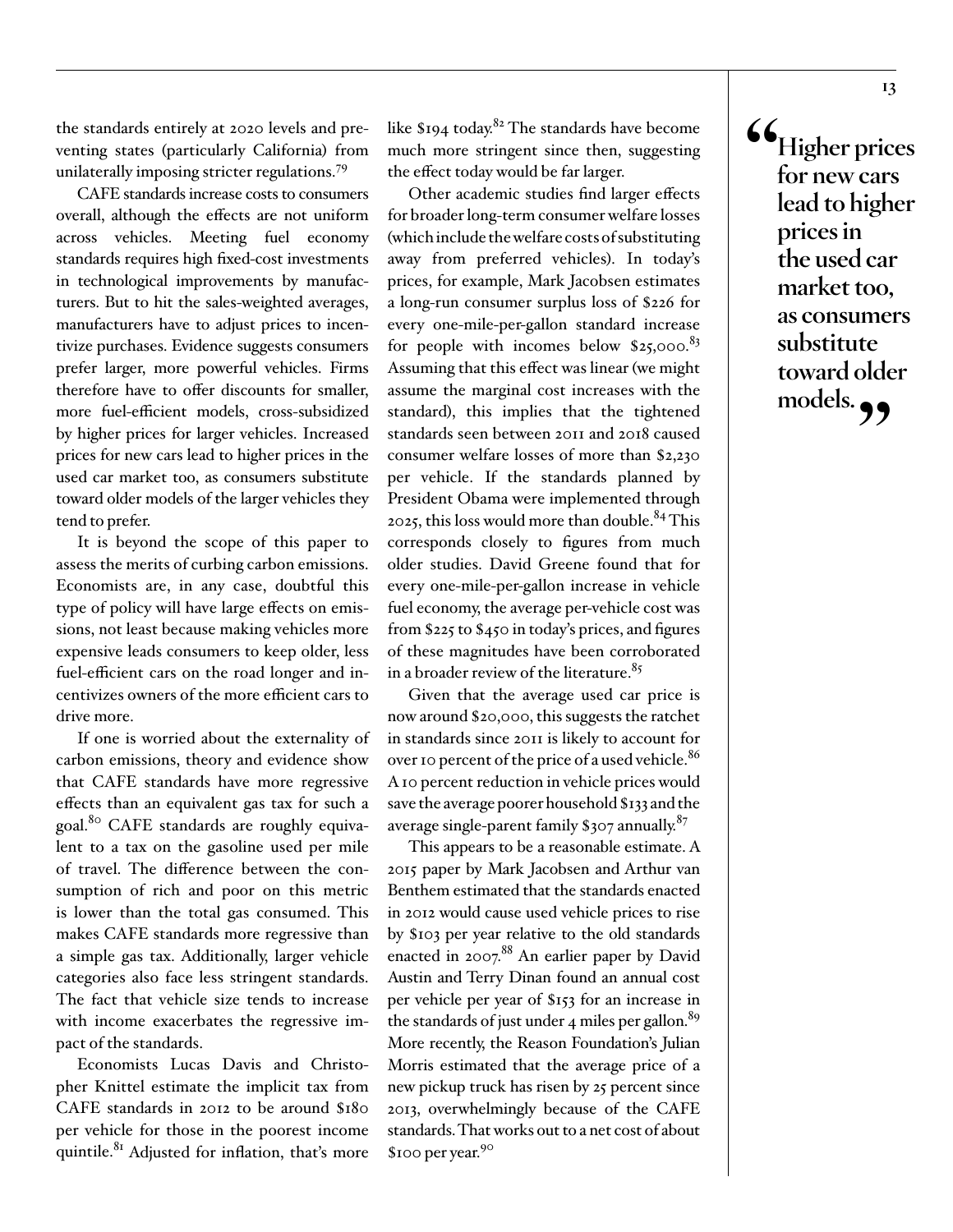the standards entirely at 2020 levels and preventing states (particularly California) from unilaterally imposing stricter regulations.[79]

CAFE standards increase costs to consumers overall, although the effects are not uniform across vehicles. Meeting fuel economy standards requires high fixed-cost investments in technological improvements by manufacturers. But to hit the sales-weighted averages, manufacturers have to adjust prices to incentivize purchases. Evidence suggests consumers prefer larger, more powerful vehicles. Firms therefore have to offer discounts for smaller, more fuel-efficient models, cross-subsidized by higher prices for larger vehicles. Increased prices for new cars lead to higher prices in the used car market too, as consumers substitute toward older models of the larger vehicles they tend to prefer.

It is beyond the scope of this paper to assess the merits of curbing carbon emissions. Economists are, in any case, doubtful this type of policy will have large effects on emissions, not least because making vehicles more expensive leads consumers to keep older, less fuel-efficient cars on the road longer and incentivizes owners of the more efficient cars to drive more.

If one is worried about the externality of carbon emissions, theory and evidence show that CAFE standards have more regressive effects than an equivalent gas tax for such a goal.[80] CAFE standards are roughly equivalent to a tax on the gasoline used per mile of travel. The difference between the consumption of rich and poor on this metric is lower than the total gas consumed. This makes CAFE standards more regressive than a simple gas tax. Additionally, larger vehicle categories also face less stringent standards. The fact that vehicle size tends to increase with income exacerbates the regressive impact of the standards.

Economists Lucas Davis and Christopher Knittel estimate the implicit tax from CAFE standards in 2012 to be around $180 per vehicle for those in the poorest income quintile.[81] Adjusted for inflation, that's more like $194 today.[82] The standards have become much more stringent since then, suggesting the effect today would be far larger.

Other academic studies find larger effects for broader long-term consumer welfare losses (which include the welfare costs of substituting away from preferred vehicles). In today's prices, for example, Mark Jacobsen estimates a long-run consumer surplus loss of $226 for every one-mile-per-gallon standard increase for people with incomes below $25,000.[83] Assuming that this effect was linear (we might assume the marginal cost increases with the standard), this implies that the tightened standards seen between 2011 and 2018 caused consumer welfare losses of more than $2,230 per vehicle. If the standards planned by President Obama were implemented through 2025, this loss would more than double.[84] This corresponds closely to figures from much older studies. David Greene found that for every one-mile-per-gallon increase in vehicle fuel economy, the average per-vehicle cost was from $225 to $450 in today's prices, and figures of these magnitudes have been corroborated in a broader review of the literature.[85]

Given that the average used car price is now around $20,000, this suggests the ratchet in standards since 2011 is likely to account for over 10 percent of the price of a used vehicle.[86] A 10 percent reduction in vehicle prices would save the average poorer household $133 and the average single-parent family $307 annually.[87]

This appears to be a reasonable estimate. A 2015 paper by Mark Jacobsen and Arthur van Benthem estimated that the standards enacted in 2012 would cause used vehicle prices to rise by $103 per year relative to the old standards enacted in 2007.[88] An earlier paper by David Austin and Terry Dinan found an annual cost per vehicle per year of $153 for an increase in the standards of just under 4 miles per gallon.[89] More recently, the Reason Foundation's Julian Morris estimated that the average price of a new pickup truck has risen by 25 percent since 2013, overwhelmingly because of the CAFE standards. That works out to a net cost of about $100 per year.[90]

> **"Higher prices for new cars lead to higher prices in the used car market too, as consumers substitute toward older models."**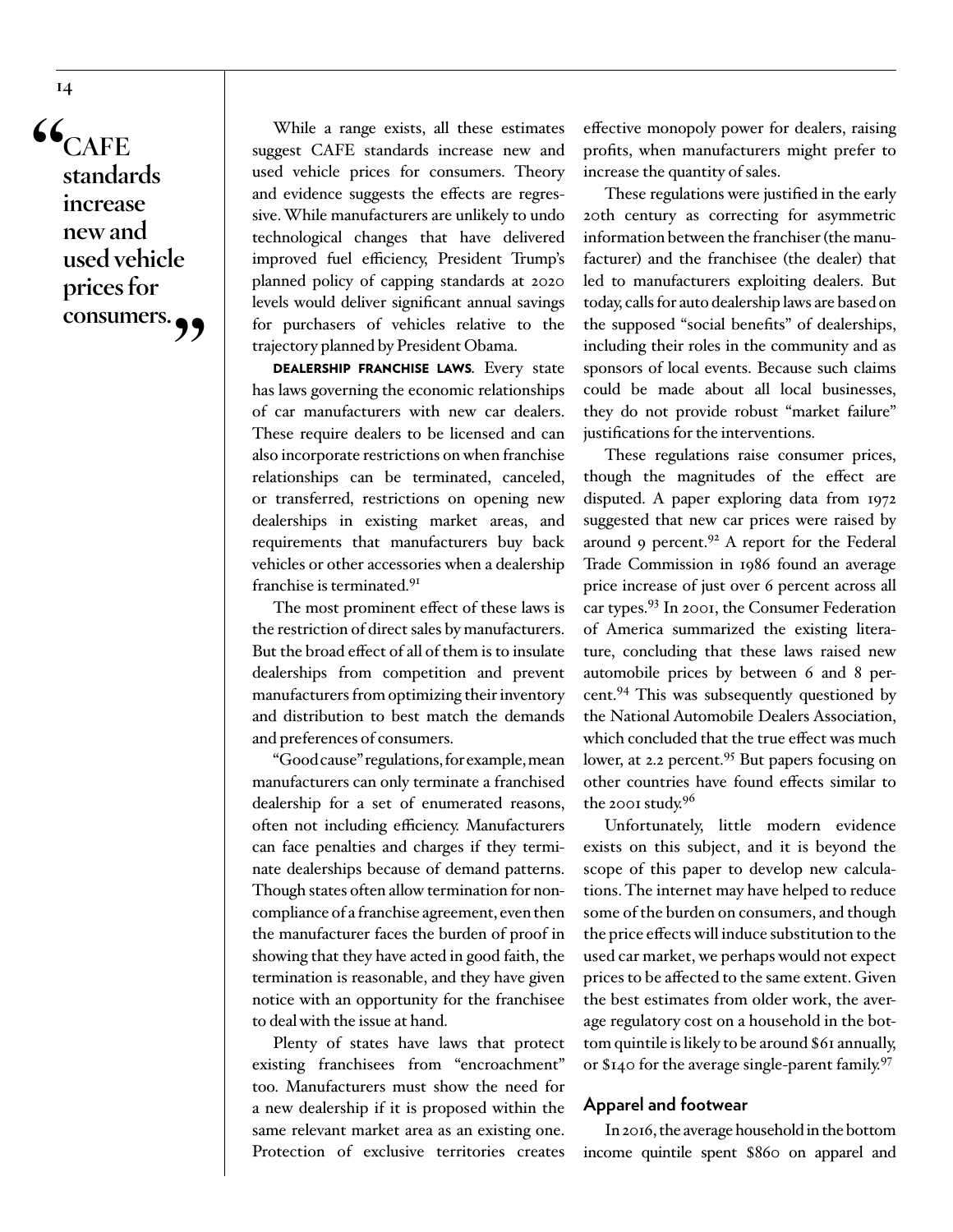> "CAFE standards increase new and used vehicle prices for consumers."

While a range exists, all these estimates suggest CAFE standards increase new and used vehicle prices for consumers. Theory and evidence suggests the effects are regressive. While manufacturers are unlikely to undo technological changes that have delivered improved fuel efficiency, President Trump's planned policy of capping standards at 2020 levels would deliver significant annual savings for purchasers of vehicles relative to the trajectory planned by President Obama.

**DEALERSHIP FRANCHISE LAWS.** Every state has laws governing the economic relationships of car manufacturers with new car dealers. These require dealers to be licensed and can also incorporate restrictions on when franchise relationships can be terminated, canceled, or transferred, restrictions on opening new dealerships in existing market areas, and requirements that manufacturers buy back vehicles or other accessories when a dealership franchise is terminated.[91]

The most prominent effect of these laws is the restriction of direct sales by manufacturers. But the broad effect of all of them is to insulate dealerships from competition and prevent manufacturers from optimizing their inventory and distribution to best match the demands and preferences of consumers.

"Good cause" regulations, for example, mean manufacturers can only terminate a franchised dealership for a set of enumerated reasons, often not including efficiency. Manufacturers can face penalties and charges if they terminate dealerships because of demand patterns. Though states often allow termination for noncompliance of a franchise agreement, even then the manufacturer faces the burden of proof in showing that they have acted in good faith, the termination is reasonable, and they have given notice with an opportunity for the franchisee to deal with the issue at hand.

Plenty of states have laws that protect existing franchisees from "encroachment" too. Manufacturers must show the need for a new dealership if it is proposed within the same relevant market area as an existing one. Protection of exclusive territories creates effective monopoly power for dealers, raising profits, when manufacturers might prefer to increase the quantity of sales.

These regulations were justified in the early 20th century as correcting for asymmetric information between the franchiser (the manufacturer) and the franchisee (the dealer) that led to manufacturers exploiting dealers. But today, calls for auto dealership laws are based on the supposed "social benefits" of dealerships, including their roles in the community and as sponsors of local events. Because such claims could be made about all local businesses, they do not provide robust "market failure" justifications for the interventions.

These regulations raise consumer prices, though the magnitudes of the effect are disputed. A paper exploring data from 1972 suggested that new car prices were raised by around 9 percent.[92] A report for the Federal Trade Commission in 1986 found an average price increase of just over 6 percent across all car types.[93] In 2001, the Consumer Federation of America summarized the existing literature, concluding that these laws raised new automobile prices by between 6 and 8 percent.[94] This was subsequently questioned by the National Automobile Dealers Association, which concluded that the true effect was much lower, at 2.2 percent.[95] But papers focusing on other countries have found effects similar to the 2001 study.[96]

Unfortunately, little modern evidence exists on this subject, and it is beyond the scope of this paper to develop new calculations. The internet may have helped to reduce some of the burden on consumers, and though the price effects will induce substitution to the used car market, we perhaps would not expect prices to be affected to the same extent. Given the best estimates from older work, the average regulatory cost on a household in the bottom quintile is likely to be around $61 annually, or $140 for the average single-parent family.[97]

### Apparel and footwear

In 2016, the average household in the bottom income quintile spent $860 on apparel and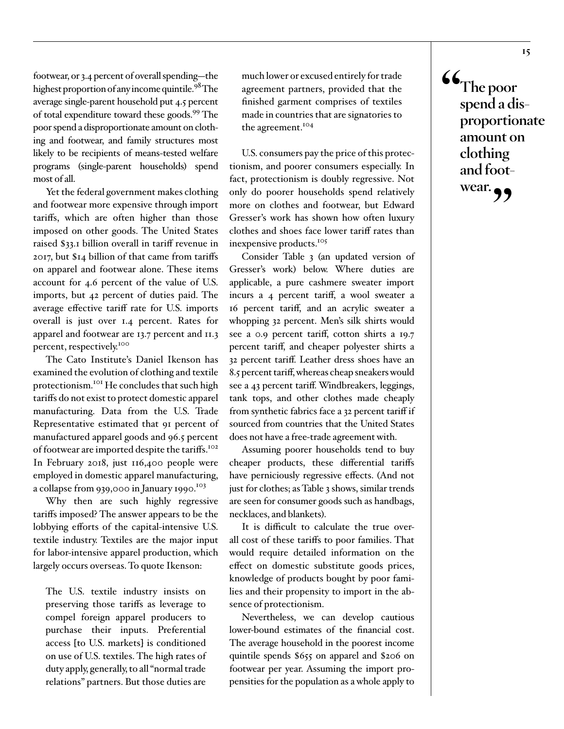footwear, or 3.4 percent of overall spending—the highest proportion of any income quintile.[98] The average single-parent household put 4.5 percent of total expenditure toward these goods.[99] The poor spend a disproportionate amount on clothing and footwear, and family structures most likely to be recipients of means-tested welfare programs (single-parent households) spend most of all.

Yet the federal government makes clothing and footwear more expensive through import tariffs, which are often higher than those imposed on other goods. The United States raised $33.1 billion overall in tariff revenue in 2017, but $14 billion of that came from tariffs on apparel and footwear alone. These items account for 4.6 percent of the value of U.S. imports, but 42 percent of duties paid. The average effective tariff rate for U.S. imports overall is just over 1.4 percent. Rates for apparel and footwear are 13.7 percent and 11.3 percent, respectively.[100]

The Cato Institute's Daniel Ikenson has examined the evolution of clothing and textile protectionism.[101] He concludes that such high tariffs do not exist to protect domestic apparel manufacturing. Data from the U.S. Trade Representative estimated that 91 percent of manufactured apparel goods and 96.5 percent of footwear are imported despite the tariffs.[102] In February 2018, just 116,400 people were employed in domestic apparel manufacturing, a collapse from 939,000 in January 1990.[103]

Why then are such highly regressive tariffs imposed? The answer appears to be the lobbying efforts of the capital-intensive U.S. textile industry. Textiles are the major input for labor-intensive apparel production, which largely occurs overseas. To quote Ikenson:

> The U.S. textile industry insists on preserving those tariffs as leverage to compel foreign apparel producers to purchase their inputs. Preferential access [to U.S. markets] is conditioned on use of U.S. textiles. The high rates of duty apply, generally, to all "normal trade relations" partners. But those duties are much lower or excused entirely for trade agreement partners, provided that the finished garment comprises of textiles made in countries that are signatories to the agreement.[104]

U.S. consumers pay the price of this protectionism, and poorer consumers especially. In fact, protectionism is doubly regressive. Not only do poorer households spend relatively more on clothes and footwear, but Edward Gresser's work has shown how often luxury clothes and shoes face lower tariff rates than inexpensive products.[105]

Consider Table 3 (an updated version of Gresser's work) below. Where duties are applicable, a pure cashmere sweater import incurs a 4 percent tariff, a wool sweater a 16 percent tariff, and an acrylic sweater a whopping 32 percent. Men's silk shirts would see a 0.9 percent tariff, cotton shirts a 19.7 percent tariff, and cheaper polyester shirts a 32 percent tariff. Leather dress shoes have an 8.5 percent tariff, whereas cheap sneakers would see a 43 percent tariff. Windbreakers, leggings, tank tops, and other clothes made cheaply from synthetic fabrics face a 32 percent tariff if sourced from countries that the United States does not have a free-trade agreement with.

Assuming poorer households tend to buy cheaper products, these differential tariffs have perniciously regressive effects. (And not just for clothes; as Table 3 shows, similar trends are seen for consumer goods such as handbags, necklaces, and blankets).

It is difficult to calculate the true overall cost of these tariffs to poor families. That would require detailed information on the effect on domestic substitute goods prices, knowledge of products bought by poor families and their propensity to import in the absence of protectionism.

Nevertheless, we can develop cautious lower-bound estimates of the financial cost. The average household in the poorest income quintile spends $655 on apparel and $206 on footwear per year. Assuming the import propensities for the population as a whole apply to

> **"The poor spend a disproportionate amount on clothing and footwear."**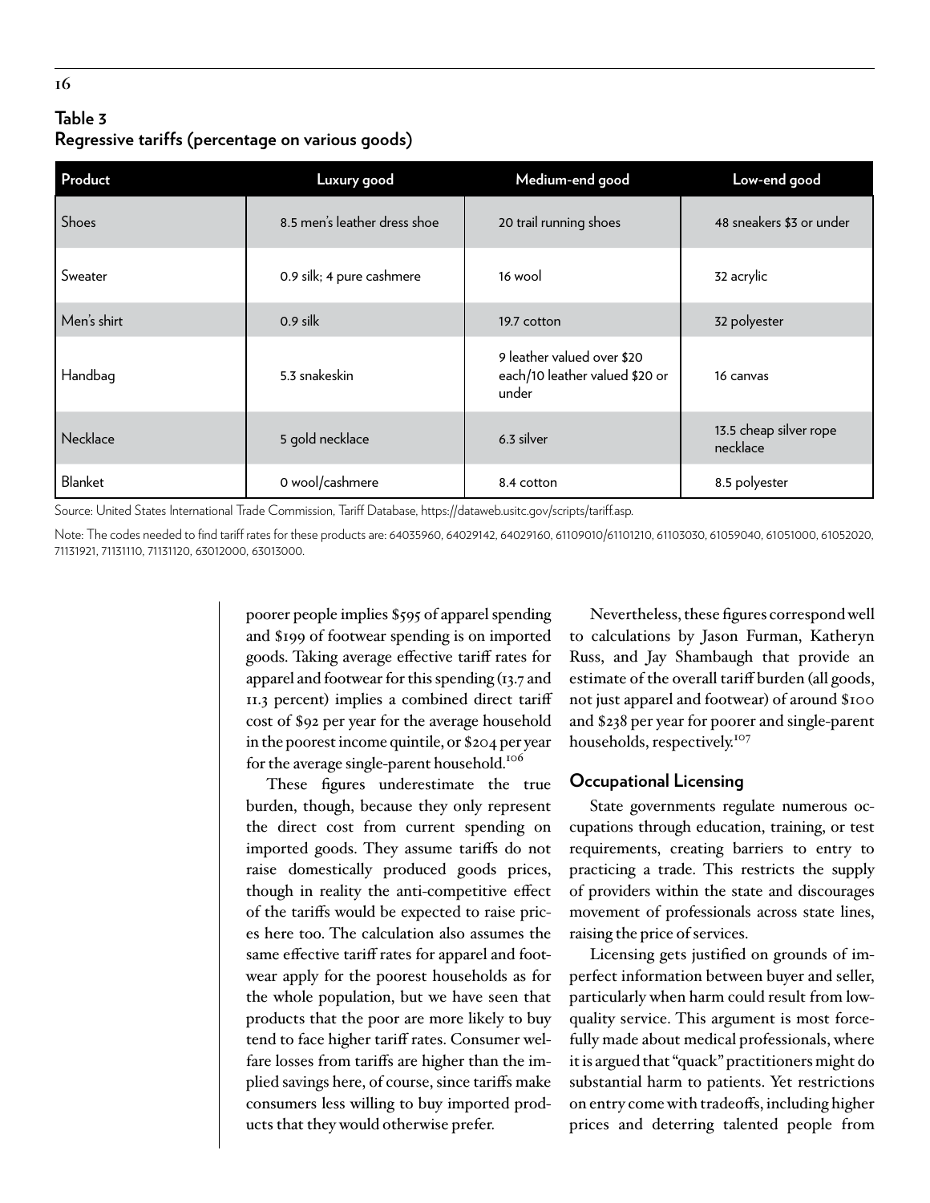**Table 3**
**Regressive tariffs (percentage on various goods)**

| Product | Luxury good | Medium-end good | Low-end good |
|---|---|---|---|
| Shoes | 8.5 men's leather dress shoe | 20 trail running shoes | 48 sneakers $3 or under |
| Sweater | 0.9 silk; 4 pure cashmere | 16 wool | 32 acrylic |
| Men's shirt | 0.9 silk | 19.7 cotton | 32 polyester |
| Handbag | 5.3 snakeskin | 9 leather valued over $20 each/10 leather valued $20 or under | 16 canvas |
| Necklace | 5 gold necklace | 6.3 silver | 13.5 cheap silver rope necklace |
| Blanket | 0 wool/cashmere | 8.4 cotton | 8.5 polyester |

Source: United States International Trade Commission, Tariff Database, https://dataweb.usitc.gov/scripts/tariff.asp.

Note: The codes needed to find tariff rates for these products are: 64035960, 64029142, 64029160, 61109010/61101210, 61103030, 61059040, 61051000, 61052020, 71131921, 71131110, 71131120, 63012000, 63013000.

poorer people implies $595 of apparel spending and $199 of footwear spending is on imported goods. Taking average effective tariff rates for apparel and footwear for this spending (13.7 and 11.3 percent) implies a combined direct tariff cost of $92 per year for the average household in the poorest income quintile, or $204 per year for the average single-parent household.[106]

These figures underestimate the true burden, though, because they only represent the direct cost from current spending on imported goods. They assume tariffs do not raise domestically produced goods prices, though in reality the anti-competitive effect of the tariffs would be expected to raise prices here too. The calculation also assumes the same effective tariff rates for apparel and footwear apply for the poorest households as for the whole population, but we have seen that products that the poor are more likely to buy tend to face higher tariff rates. Consumer welfare losses from tariffs are higher than the implied savings here, of course, since tariffs make consumers less willing to buy imported products that they would otherwise prefer.

Nevertheless, these figures correspond well to calculations by Jason Furman, Katheryn Russ, and Jay Shambaugh that provide an estimate of the overall tariff burden (all goods, not just apparel and footwear) of around $100 and $238 per year for poorer and single-parent households, respectively.[107]

### Occupational Licensing

State governments regulate numerous occupations through education, training, or test requirements, creating barriers to entry to practicing a trade. This restricts the supply of providers within the state and discourages movement of professionals across state lines, raising the price of services.

Licensing gets justified on grounds of imperfect information between buyer and seller, particularly when harm could result from low-quality service. This argument is most forcefully made about medical professionals, where it is argued that "quack" practitioners might do substantial harm to patients. Yet restrictions on entry come with tradeoffs, including higher prices and deterring talented people from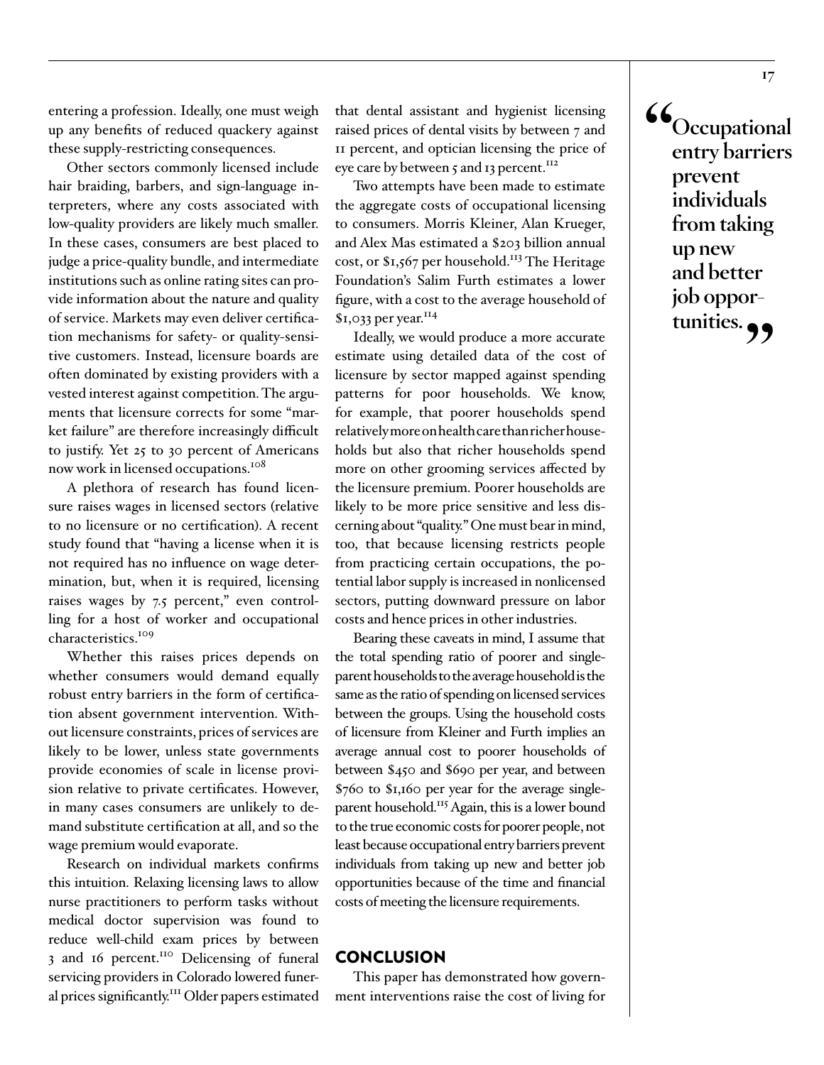entering a profession. Ideally, one must weigh up any benefits of reduced quackery against these supply-restricting consequences.

Other sectors commonly licensed include hair braiding, barbers, and sign-language interpreters, where any costs associated with low-quality providers are likely much smaller. In these cases, consumers are best placed to judge a price-quality bundle, and intermediate institutions such as online rating sites can provide information about the nature and quality of service. Markets may even deliver certification mechanisms for safety- or quality-sensitive customers. Instead, licensure boards are often dominated by existing providers with a vested interest against competition. The arguments that licensure corrects for some "market failure" are therefore increasingly difficult to justify. Yet 25 to 30 percent of Americans now work in licensed occupations.[108]

A plethora of research has found licensure raises wages in licensed sectors (relative to no licensure or no certification). A recent study found that "having a license when it is not required has no influence on wage determination, but, when it is required, licensing raises wages by 7.5 percent," even controlling for a host of worker and occupational characteristics.[109]

Whether this raises prices depends on whether consumers would demand equally robust entry barriers in the form of certification absent government intervention. Without licensure constraints, prices of services are likely to be lower, unless state governments provide economies of scale in license provision relative to private certificates. However, in many cases consumers are unlikely to demand substitute certification at all, and so the wage premium would evaporate.

Research on individual markets confirms this intuition. Relaxing licensing laws to allow nurse practitioners to perform tasks without medical doctor supervision was found to reduce well-child exam prices by between 3 and 16 percent.[110] Delicensing of funeral servicing providers in Colorado lowered funeral prices significantly.[111] Older papers estimated that dental assistant and hygienist licensing raised prices of dental visits by between 7 and 11 percent, and optician licensing the price of eye care by between 5 and 13 percent.[112]

Two attempts have been made to estimate the aggregate costs of occupational licensing to consumers. Morris Kleiner, Alan Krueger, and Alex Mas estimated a $203 billion annual cost, or $1,567 per household.[113] The Heritage Foundation's Salim Furth estimates a lower figure, with a cost to the average household of $1,033 per year.[114]

Ideally, we would produce a more accurate estimate using detailed data of the cost of licensure by sector mapped against spending patterns for poor households. We know, for example, that poorer households spend relatively more on health care than richer households but also that richer households spend more on other grooming services affected by the licensure premium. Poorer households are likely to be more price sensitive and less discerning about "quality." One must bear in mind, too, that because licensing restricts people from practicing certain occupations, the potential labor supply is increased in nonlicensed sectors, putting downward pressure on labor costs and hence prices in other industries.

Bearing these caveats in mind, I assume that the total spending ratio of poorer and single-parent households to the average household is the same as the ratio of spending on licensed services between the groups. Using the household costs of licensure from Kleiner and Furth implies an average annual cost to poorer households of between $450 and $690 per year, and between $760 to $1,160 per year for the average single-parent household.[115] Again, this is a lower bound to the true economic costs for poorer people, not least because occupational entry barriers prevent individuals from taking up new and better job opportunities because of the time and financial costs of meeting the licensure requirements.

> **"Occupational entry barriers prevent individuals from taking up new and better job opportunities."**

## CONCLUSION

This paper has demonstrated how government interventions raise the cost of living for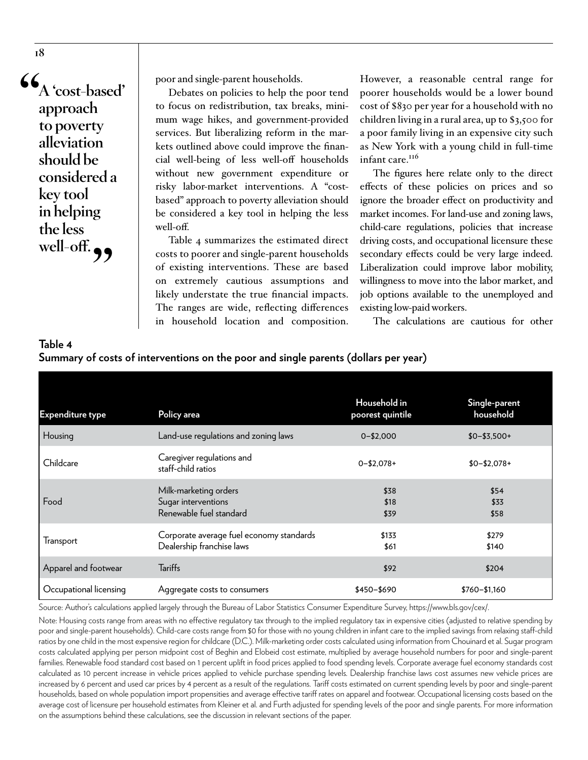> "A 'cost-based' approach to poverty alleviation should be considered a key tool in helping the less well-off."

poor and single-parent households.

Debates on policies to help the poor tend to focus on redistribution, tax breaks, minimum wage hikes, and government-provided services. But liberalizing reform in the markets outlined above could improve the financial well-being of less well-off households without new government expenditure or risky labor-market interventions. A "cost-based" approach to poverty alleviation should be considered a key tool in helping the less well-off.

Table 4 summarizes the estimated direct costs to poorer and single-parent households of existing interventions. These are based on extremely cautious assumptions and likely understate the true financial impacts. The ranges are wide, reflecting differences in household location and composition. However, a reasonable central range for poorer households would be a lower bound cost of $830 per year for a household with no children living in a rural area, up to $3,500 for a poor family living in an expensive city such as New York with a young child in full-time infant care.[116]

The figures here relate only to the direct effects of these policies on prices and so ignore the broader effect on productivity and market incomes. For land-use and zoning laws, child-care regulations, policies that increase driving costs, and occupational licensure these secondary effects could be very large indeed. Liberalization could improve labor mobility, willingness to move into the labor market, and job options available to the unemployed and existing low-paid workers.

The calculations are cautious for other

**Table 4**
**Summary of costs of interventions on the poor and single parents (dollars per year)**

| Expenditure type | Policy area | Household in poorest quintile | Single-parent household |
|---|---|---|---|
| Housing | Land-use regulations and zoning laws | 0–$2,000 | $0–$3,500+ |
| Childcare | Caregiver regulations and staff-child ratios | 0–$2,078+ | $0–$2,078+ |
| Food | Milk-marketing orders | $38 | $54 |
| | Sugar interventions | $18 | $33 |
| | Renewable fuel standard | $39 | $58 |
| Transport | Corporate average fuel economy standards | $133 | $279 |
| | Dealership franchise laws | $61 | $140 |
| Apparel and footwear | Tariffs | $92 | $204 |
| Occupational licensing | Aggregate costs to consumers | $450–$690 | $760–$1,160 |

Source: Author's calculations applied largely through the Bureau of Labor Statistics Consumer Expenditure Survey, https://www.bls.gov/cex/.

Note: Housing costs range from areas with no effective regulatory tax through to the implied regulatory tax in expensive cities (adjusted to relative spending by poor and single-parent households). Child-care costs range from $0 for those with no young children in infant care to the implied savings from relaxing staff-child ratios by one child in the most expensive region for childcare (D.C.). Milk-marketing order costs calculated using information from Chouinard et al. Sugar program costs calculated applying per person midpoint cost of Beghin and Elobeid cost estimate, multiplied by average household numbers for poor and single-parent families. Renewable food standard cost based on 1 percent uplift in food prices applied to food spending levels. Corporate average fuel economy standards cost calculated as 10 percent increase in vehicle prices applied to vehicle purchase spending levels. Dealership franchise laws cost assumes new vehicle prices are increased by 6 percent and used car prices by 4 percent as a result of the regulations. Tariff costs estimated on current spending levels by poor and single-parent households, based on whole population import propensities and average effective tariff rates on apparel and footwear. Occupational licensing costs based on the average cost of licensure per household estimates from Kleiner et al. and Furth adjusted for spending levels of the poor and single parents. For more information on the assumptions behind these calculations, see the discussion in relevant sections of the paper.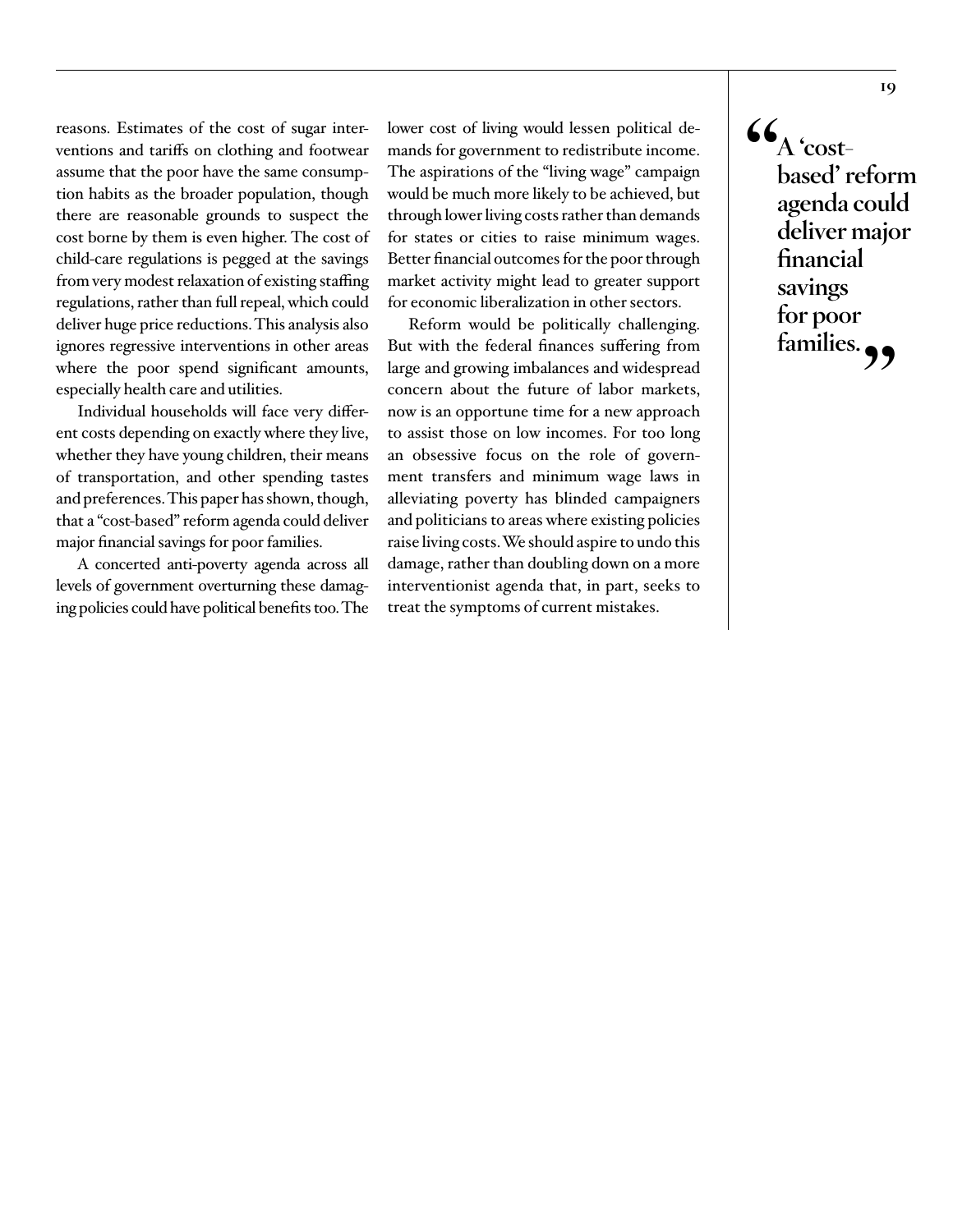reasons. Estimates of the cost of sugar interventions and tariffs on clothing and footwear assume that the poor have the same consumption habits as the broader population, though there are reasonable grounds to suspect the cost borne by them is even higher. The cost of child-care regulations is pegged at the savings from very modest relaxation of existing staffing regulations, rather than full repeal, which could deliver huge price reductions. This analysis also ignores regressive interventions in other areas where the poor spend significant amounts, especially health care and utilities.

Individual households will face very different costs depending on exactly where they live, whether they have young children, their means of transportation, and other spending tastes and preferences. This paper has shown, though, that a "cost-based" reform agenda could deliver major financial savings for poor families.

A concerted anti-poverty agenda across all levels of government overturning these damaging policies could have political benefits too. The lower cost of living would lessen political demands for government to redistribute income. The aspirations of the "living wage" campaign would be much more likely to be achieved, but through lower living costs rather than demands for states or cities to raise minimum wages. Better financial outcomes for the poor through market activity might lead to greater support for economic liberalization in other sectors.

Reform would be politically challenging. But with the federal finances suffering from large and growing imbalances and widespread concern about the future of labor markets, now is an opportune time for a new approach to assist those on low incomes. For too long an obsessive focus on the role of government transfers and minimum wage laws in alleviating poverty has blinded campaigners and politicians to areas where existing policies raise living costs. We should aspire to undo this damage, rather than doubling down on a more interventionist agenda that, in part, seeks to treat the symptoms of current mistakes.

> **"A 'cost-based' reform agenda could deliver major financial savings for poor families."**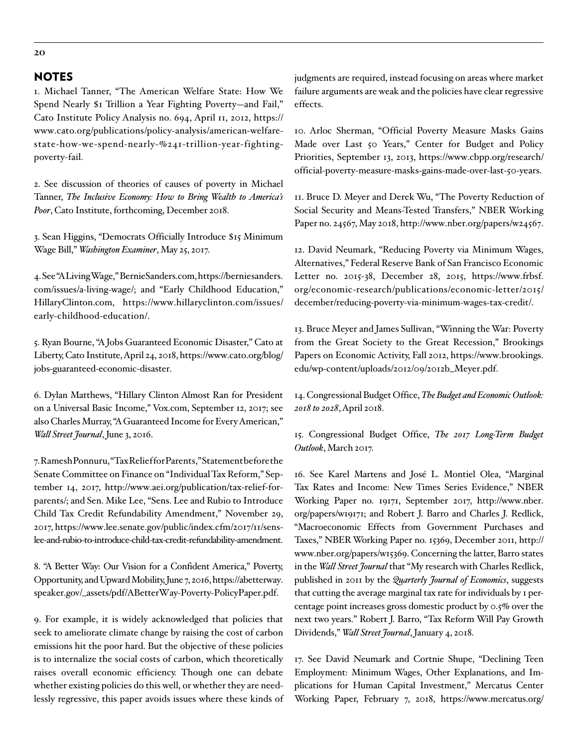## NOTES

1. Michael Tanner, "The American Welfare State: How We Spend Nearly $1 Trillion a Year Fighting Poverty—and Fail," Cato Institute Policy Analysis no. 694, April 11, 2012, https://www.cato.org/publications/policy-analysis/american-welfare-state-how-we-spend-nearly-%241-trillion-year-fighting-poverty-fail.

2. See discussion of theories of causes of poverty in Michael Tanner, *The Inclusive Economy: How to Bring Wealth to America's Poor*, Cato Institute, forthcoming, December 2018.

3. Sean Higgins, "Democrats Officially Introduce $15 Minimum Wage Bill," *Washington Examiner*, May 25, 2017.

4. See "A Living Wage," BernieSanders.com, https://berniesanders.com/issues/a-living-wage/; and "Early Childhood Education," HillaryClinton.com, https://www.hillaryclinton.com/issues/early-childhood-education/.

5. Ryan Bourne, "A Jobs Guaranteed Economic Disaster," Cato at Liberty, Cato Institute, April 24, 2018, https://www.cato.org/blog/jobs-guaranteed-economic-disaster.

6. Dylan Matthews, "Hillary Clinton Almost Ran for President on a Universal Basic Income," Vox.com, September 12, 2017; see also Charles Murray, "A Guaranteed Income for Every American," *Wall Street Journal*, June 3, 2016.

7. Ramesh Ponnuru, "Tax Relief for Parents," Statement before the Senate Committee on Finance on "Individual Tax Reform," September 14, 2017, http://www.aei.org/publication/tax-relief-for-parents/; and Sen. Mike Lee, "Sens. Lee and Rubio to Introduce Child Tax Credit Refundability Amendment," November 29, 2017, https://www.lee.senate.gov/public/index.cfm/2017/11/sens-lee-and-rubio-to-introduce-child-tax-credit-refundability-amendment.

8. "A Better Way: Our Vision for a Confident America," Poverty, Opportunity, and Upward Mobility, June 7, 2016, https://abetterway.speaker.gov/_assets/pdf/ABetterWay-Poverty-PolicyPaper.pdf.

9. For example, it is widely acknowledged that policies that seek to ameliorate climate change by raising the cost of carbon emissions hit the poor hard. But the objective of these policies is to internalize the social costs of carbon, which theoretically raises overall economic efficiency. Though one can debate whether existing policies do this well, or whether they are needlessly regressive, this paper avoids issues where these kinds of judgments are required, instead focusing on areas where market failure arguments are weak and the policies have clear regressive effects.

10. Arloc Sherman, "Official Poverty Measure Masks Gains Made over Last 50 Years," Center for Budget and Policy Priorities, September 13, 2013, https://www.cbpp.org/research/official-poverty-measure-masks-gains-made-over-last-50-years.

11. Bruce D. Meyer and Derek Wu, "The Poverty Reduction of Social Security and Means-Tested Transfers," NBER Working Paper no. 24567, May 2018, http://www.nber.org/papers/w24567.

12. David Neumark, "Reducing Poverty via Minimum Wages, Alternatives," Federal Reserve Bank of San Francisco Economic Letter no. 2015-38, December 28, 2015, https://www.frbsf.org/economic-research/publications/economic-letter/2015/december/reducing-poverty-via-minimum-wages-tax-credit/.

13. Bruce Meyer and James Sullivan, "Winning the War: Poverty from the Great Society to the Great Recession," Brookings Papers on Economic Activity, Fall 2012, https://www.brookings.edu/wp-content/uploads/2012/09/2012b_Meyer.pdf.

14. Congressional Budget Office, *The Budget and Economic Outlook: 2018 to 2028*, April 2018.

15. Congressional Budget Office, *The 2017 Long-Term Budget Outlook*, March 2017.

16. See Karel Martens and José L. Montiel Olea, "Marginal Tax Rates and Income: New Times Series Evidence," NBER Working Paper no. 19171, September 2017, http://www.nber.org/papers/w19171; and Robert J. Barro and Charles J. Redlick, "Macroeconomic Effects from Government Purchases and Taxes," NBER Working Paper no. 15369, December 2011, http://www.nber.org/papers/w15369. Concerning the latter, Barro states in the *Wall Street Journal* that "My research with Charles Redlick, published in 2011 by the *Quarterly Journal of Economics*, suggests that cutting the average marginal tax rate for individuals by 1 percentage point increases gross domestic product by 0.5% over the next two years." Robert J. Barro, "Tax Reform Will Pay Growth Dividends," *Wall Street Journal*, January 4, 2018.

17. See David Neumark and Cortnie Shupe, "Declining Teen Employment: Minimum Wages, Other Explanations, and Implications for Human Capital Investment," Mercatus Center Working Paper, February 7, 2018, https://www.mercatus.org/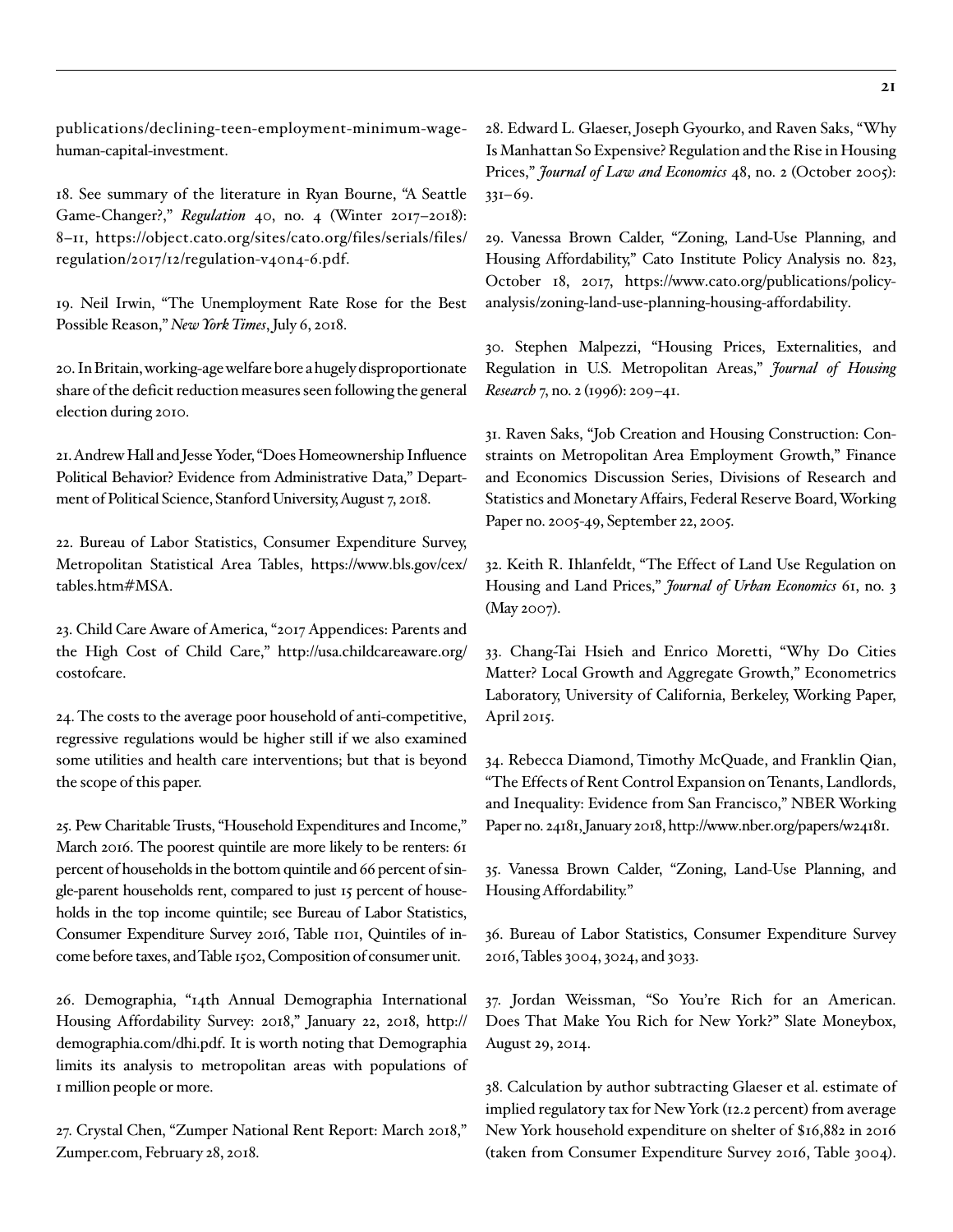publications/declining-teen-employment-minimum-wage-human-capital-investment.

18. See summary of the literature in Ryan Bourne, "A Seattle Game-Changer?," *Regulation* 40, no. 4 (Winter 2017–2018): 8–11, https://object.cato.org/sites/cato.org/files/serials/files/regulation/2017/12/regulation-v40n4-6.pdf.

19. Neil Irwin, "The Unemployment Rate Rose for the Best Possible Reason," *New York Times*, July 6, 2018.

20. In Britain, working-age welfare bore a hugely disproportionate share of the deficit reduction measures seen following the general election during 2010.

21. Andrew Hall and Jesse Yoder, "Does Homeownership Influence Political Behavior? Evidence from Administrative Data," Department of Political Science, Stanford University, August 7, 2018.

22. Bureau of Labor Statistics, Consumer Expenditure Survey, Metropolitan Statistical Area Tables, https://www.bls.gov/cex/tables.htm#MSA.

23. Child Care Aware of America, "2017 Appendices: Parents and the High Cost of Child Care," http://usa.childcareaware.org/costofcare.

24. The costs to the average poor household of anti-competitive, regressive regulations would be higher still if we also examined some utilities and health care interventions; but that is beyond the scope of this paper.

25. Pew Charitable Trusts, "Household Expenditures and Income," March 2016. The poorest quintile are more likely to be renters: 61 percent of households in the bottom quintile and 66 percent of single-parent households rent, compared to just 15 percent of households in the top income quintile; see Bureau of Labor Statistics, Consumer Expenditure Survey 2016, Table 1101, Quintiles of income before taxes, and Table 1502, Composition of consumer unit.

26. Demographia, "14th Annual Demographia International Housing Affordability Survey: 2018," January 22, 2018, http://demographia.com/dhi.pdf. It is worth noting that Demographia limits its analysis to metropolitan areas with populations of 1 million people or more.

27. Crystal Chen, "Zumper National Rent Report: March 2018," Zumper.com, February 28, 2018.

28. Edward L. Glaeser, Joseph Gyourko, and Raven Saks, "Why Is Manhattan So Expensive? Regulation and the Rise in Housing Prices," *Journal of Law and Economics* 48, no. 2 (October 2005): 331–69.

29. Vanessa Brown Calder, "Zoning, Land-Use Planning, and Housing Affordability," Cato Institute Policy Analysis no. 823, October 18, 2017, https://www.cato.org/publications/policy-analysis/zoning-land-use-planning-housing-affordability.

30. Stephen Malpezzi, "Housing Prices, Externalities, and Regulation in U.S. Metropolitan Areas," *Journal of Housing Research* 7, no. 2 (1996): 209–41.

31. Raven Saks, "Job Creation and Housing Construction: Constraints on Metropolitan Area Employment Growth," Finance and Economics Discussion Series, Divisions of Research and Statistics and Monetary Affairs, Federal Reserve Board, Working Paper no. 2005-49, September 22, 2005.

32. Keith R. Ihlanfeldt, "The Effect of Land Use Regulation on Housing and Land Prices," *Journal of Urban Economics* 61, no. 3 (May 2007).

33. Chang-Tai Hsieh and Enrico Moretti, "Why Do Cities Matter? Local Growth and Aggregate Growth," Econometrics Laboratory, University of California, Berkeley, Working Paper, April 2015.

34. Rebecca Diamond, Timothy McQuade, and Franklin Qian, "The Effects of Rent Control Expansion on Tenants, Landlords, and Inequality: Evidence from San Francisco," NBER Working Paper no. 24181, January 2018, http://www.nber.org/papers/w24181.

35. Vanessa Brown Calder, "Zoning, Land-Use Planning, and Housing Affordability."

36. Bureau of Labor Statistics, Consumer Expenditure Survey 2016, Tables 3004, 3024, and 3033.

37. Jordan Weissman, "So You're Rich for an American. Does That Make You Rich for New York?" Slate Moneybox, August 29, 2014.

38. Calculation by author subtracting Glaeser et al. estimate of implied regulatory tax for New York (12.2 percent) from average New York household expenditure on shelter of $16,882 in 2016 (taken from Consumer Expenditure Survey 2016, Table 3004).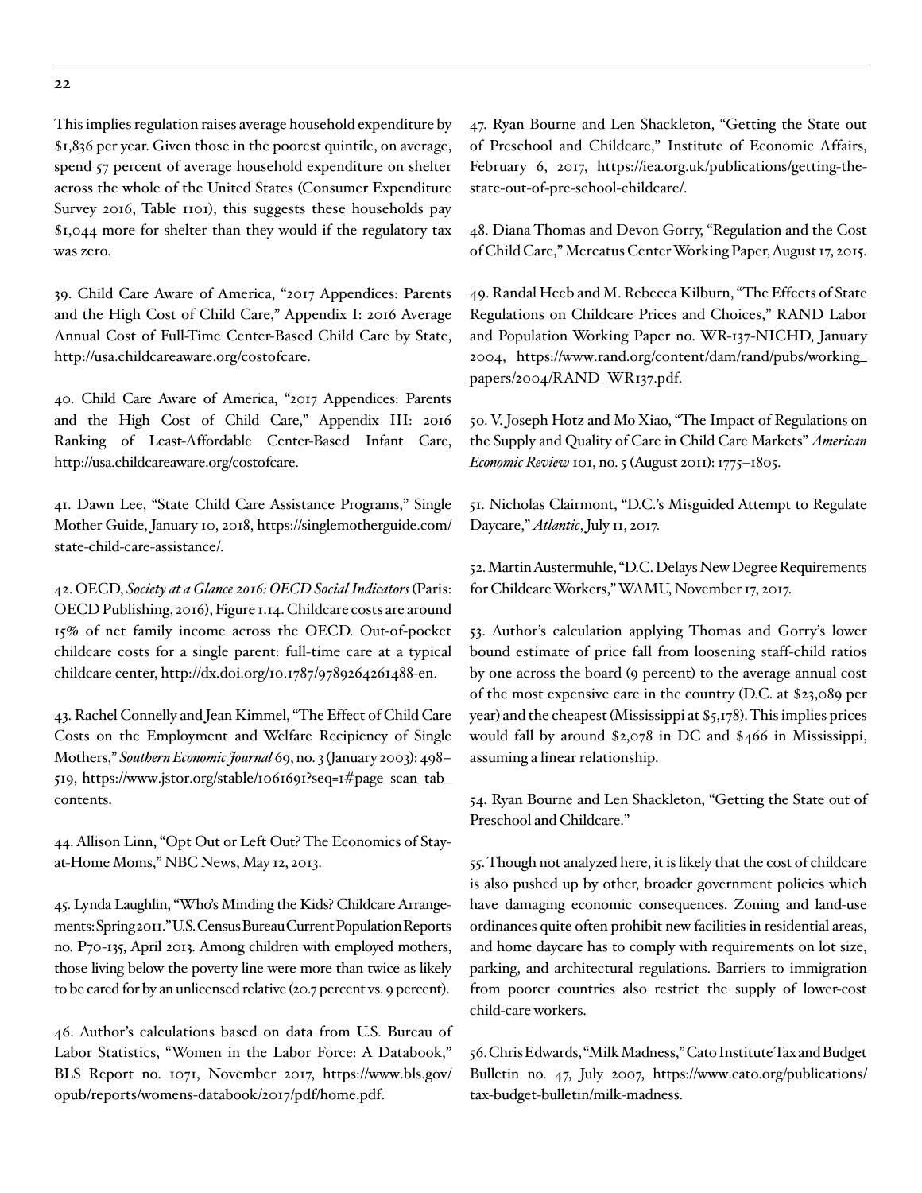This implies regulation raises average household expenditure by $1,836 per year. Given those in the poorest quintile, on average, spend 57 percent of average household expenditure on shelter across the whole of the United States (Consumer Expenditure Survey 2016, Table 1101), this suggests these households pay $1,044 more for shelter than they would if the regulatory tax was zero.

39. Child Care Aware of America, "2017 Appendices: Parents and the High Cost of Child Care," Appendix I: 2016 Average Annual Cost of Full-Time Center-Based Child Care by State, http://usa.childcareaware.org/costofcare.

40. Child Care Aware of America, "2017 Appendices: Parents and the High Cost of Child Care," Appendix III: 2016 Ranking of Least-Affordable Center-Based Infant Care, http://usa.childcareaware.org/costofcare.

41. Dawn Lee, "State Child Care Assistance Programs," Single Mother Guide, January 10, 2018, https://singlemotherguide.com/state-child-care-assistance/.

42. OECD, *Society at a Glance 2016: OECD Social Indicators* (Paris: OECD Publishing, 2016), Figure 1.14. Childcare costs are around 15% of net family income across the OECD. Out-of-pocket childcare costs for a single parent: full-time care at a typical childcare center, http://dx.doi.org/10.1787/9789264261488-en.

43. Rachel Connelly and Jean Kimmel, "The Effect of Child Care Costs on the Employment and Welfare Recipiency of Single Mothers," *Southern Economic Journal* 69, no. 3 (January 2003): 498–519, https://www.jstor.org/stable/1061691?seq=1#page_scan_tab_contents.

44. Allison Linn, "Opt Out or Left Out? The Economics of Stay-at-Home Moms," NBC News, May 12, 2013.

45. Lynda Laughlin, "Who's Minding the Kids? Childcare Arrangements: Spring 2011." U.S. Census Bureau Current Population Reports no. P70-135, April 2013. Among children with employed mothers, those living below the poverty line were more than twice as likely to be cared for by an unlicensed relative (20.7 percent vs. 9 percent).

46. Author's calculations based on data from U.S. Bureau of Labor Statistics, "Women in the Labor Force: A Databook," BLS Report no. 1071, November 2017, https://www.bls.gov/opub/reports/womens-databook/2017/pdf/home.pdf.

47. Ryan Bourne and Len Shackleton, "Getting the State out of Preschool and Childcare," Institute of Economic Affairs, February 6, 2017, https://iea.org.uk/publications/getting-the-state-out-of-pre-school-childcare/.

48. Diana Thomas and Devon Gorry, "Regulation and the Cost of Child Care," Mercatus Center Working Paper, August 17, 2015.

49. Randal Heeb and M. Rebecca Kilburn, "The Effects of State Regulations on Childcare Prices and Choices," RAND Labor and Population Working Paper no. WR-137-NICHD, January 2004, https://www.rand.org/content/dam/rand/pubs/working_papers/2004/RAND_WR137.pdf.

50. V. Joseph Hotz and Mo Xiao, "The Impact of Regulations on the Supply and Quality of Care in Child Care Markets" *American Economic Review* 101, no. 5 (August 2011): 1775–1805.

51. Nicholas Clairmont, "D.C.'s Misguided Attempt to Regulate Daycare," *Atlantic*, July 11, 2017.

52. Martin Austermuhle, "D.C. Delays New Degree Requirements for Childcare Workers," WAMU, November 17, 2017.

53. Author's calculation applying Thomas and Gorry's lower bound estimate of price fall from loosening staff-child ratios by one across the board (9 percent) to the average annual cost of the most expensive care in the country (D.C. at $23,089 per year) and the cheapest (Mississippi at $5,178). This implies prices would fall by around $2,078 in DC and $466 in Mississippi, assuming a linear relationship.

54. Ryan Bourne and Len Shackleton, "Getting the State out of Preschool and Childcare."

55. Though not analyzed here, it is likely that the cost of childcare is also pushed up by other, broader government policies which have damaging economic consequences. Zoning and land-use ordinances quite often prohibit new facilities in residential areas, and home daycare has to comply with requirements on lot size, parking, and architectural regulations. Barriers to immigration from poorer countries also restrict the supply of lower-cost child-care workers.

56. Chris Edwards, "Milk Madness," Cato Institute Tax and Budget Bulletin no. 47, July 2007, https://www.cato.org/publications/tax-budget-bulletin/milk-madness.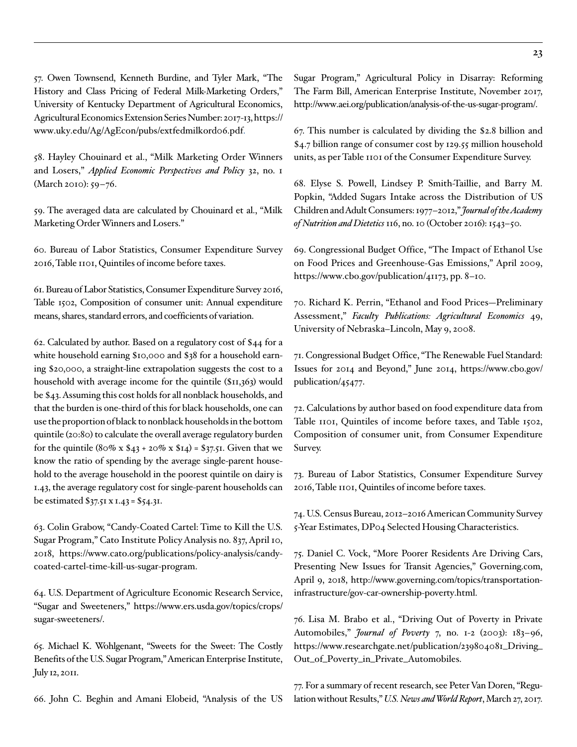57. Owen Townsend, Kenneth Burdine, and Tyler Mark, "The History and Class Pricing of Federal Milk-Marketing Orders," University of Kentucky Department of Agricultural Economics, Agricultural Economics Extension Series Number: 2017-13, https://www.uky.edu/Ag/AgEcon/pubs/extfedmilkord06.pdf.

58. Hayley Chouinard et al., "Milk Marketing Order Winners and Losers," *Applied Economic Perspectives and Policy* 32, no. 1 (March 2010): 59–76.

59. The averaged data are calculated by Chouinard et al., "Milk Marketing Order Winners and Losers."

60. Bureau of Labor Statistics, Consumer Expenditure Survey 2016, Table 1101, Quintiles of income before taxes.

61. Bureau of Labor Statistics, Consumer Expenditure Survey 2016, Table 1502, Composition of consumer unit: Annual expenditure means, shares, standard errors, and coefficients of variation.

62. Calculated by author. Based on a regulatory cost of $44 for a white household earning $10,000 and $38 for a household earning $20,000, a straight-line extrapolation suggests the cost to a household with average income for the quintile ($11,363) would be $43. Assuming this cost holds for all nonblack households, and that the burden is one-third of this for black households, one can use the proportion of black to nonblack households in the bottom quintile (20:80) to calculate the overall average regulatory burden for the quintile (80% x $43 + 20% x $14) = $37.51. Given that we know the ratio of spending by the average single-parent household to the average household in the poorest quintile on dairy is 1.43, the average regulatory cost for single-parent households can be estimated $37.51 x 1.43 = $54.31.

63. Colin Grabow, "Candy-Coated Cartel: Time to Kill the U.S. Sugar Program," Cato Institute Policy Analysis no. 837, April 10, 2018, https://www.cato.org/publications/policy-analysis/candy-coated-cartel-time-kill-us-sugar-program.

64. U.S. Department of Agriculture Economic Research Service, "Sugar and Sweeteners," https://www.ers.usda.gov/topics/crops/sugar-sweeteners/.

65. Michael K. Wohlgenant, "Sweets for the Sweet: The Costly Benefits of the U.S. Sugar Program," American Enterprise Institute, July 12, 2011.

66. John C. Beghin and Amani Elobeid, "Analysis of the US Sugar Program," Agricultural Policy in Disarray: Reforming The Farm Bill, American Enterprise Institute, November 2017, http://www.aei.org/publication/analysis-of-the-us-sugar-program/.

67. This number is calculated by dividing the $2.8 billion and $4.7 billion range of consumer cost by 129.55 million household units, as per Table 1101 of the Consumer Expenditure Survey.

68. Elyse S. Powell, Lindsey P. Smith-Taillie, and Barry M. Popkin, "Added Sugars Intake across the Distribution of US Children and Adult Consumers: 1977–2012," *Journal of the Academy of Nutrition and Dietetics* 116, no. 10 (October 2016): 1543–50.

69. Congressional Budget Office, "The Impact of Ethanol Use on Food Prices and Greenhouse-Gas Emissions," April 2009, https://www.cbo.gov/publication/41173, pp. 8–10.

70. Richard K. Perrin, "Ethanol and Food Prices—Preliminary Assessment," *Faculty Publications: Agricultural Economics* 49, University of Nebraska–Lincoln, May 9, 2008.

71. Congressional Budget Office, "The Renewable Fuel Standard: Issues for 2014 and Beyond," June 2014, https://www.cbo.gov/publication/45477.

72. Calculations by author based on food expenditure data from Table 1101, Quintiles of income before taxes, and Table 1502, Composition of consumer unit, from Consumer Expenditure Survey.

73. Bureau of Labor Statistics, Consumer Expenditure Survey 2016, Table 1101, Quintiles of income before taxes.

74. U.S. Census Bureau, 2012–2016 American Community Survey 5-Year Estimates, DP04 Selected Housing Characteristics.

75. Daniel C. Vock, "More Poorer Residents Are Driving Cars, Presenting New Issues for Transit Agencies," Governing.com, April 9, 2018, http://www.governing.com/topics/transportation-infrastructure/gov-car-ownership-poverty.html.

76. Lisa M. Brabo et al., "Driving Out of Poverty in Private Automobiles," *Journal of Poverty* 7, no. 1-2 (2003): 183–96, https://www.researchgate.net/publication/239804081_Driving_Out_of_Poverty_in_Private_Automobiles.

77. For a summary of recent research, see Peter Van Doren, "Regulation without Results," *U.S. News and World Report*, March 27, 2017.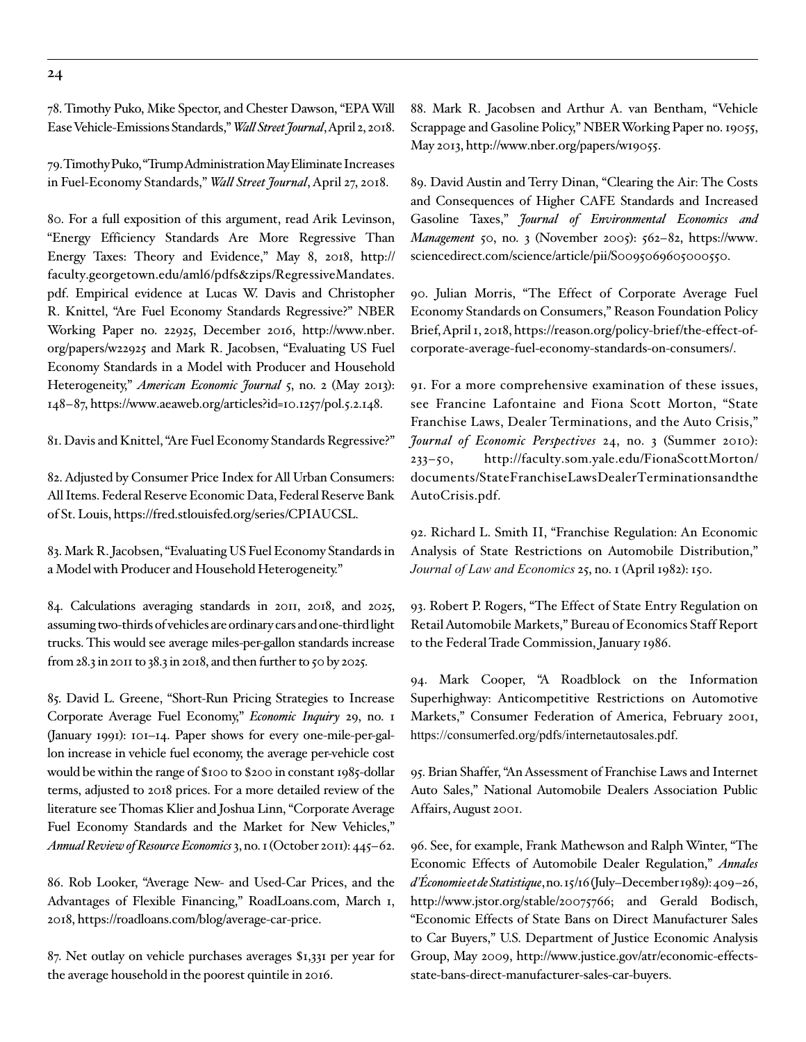78. Timothy Puko, Mike Spector, and Chester Dawson, "EPA Will Ease Vehicle-Emissions Standards," *Wall Street Journal*, April 2, 2018.

79. Timothy Puko, "Trump Administration May Eliminate Increases in Fuel-Economy Standards," *Wall Street Journal*, April 27, 2018.

80. For a full exposition of this argument, read Arik Levinson, "Energy Efficiency Standards Are More Regressive Than Energy Taxes: Theory and Evidence," May 8, 2018, http://faculty.georgetown.edu/aml6/pdfs&zips/RegressiveMandates.pdf. Empirical evidence at Lucas W. Davis and Christopher R. Knittel, "Are Fuel Economy Standards Regressive?" NBER Working Paper no. 22925, December 2016, http://www.nber.org/papers/w22925 and Mark R. Jacobsen, "Evaluating US Fuel Economy Standards in a Model with Producer and Household Heterogeneity," *American Economic Journal* 5, no. 2 (May 2013): 148–87, https://www.aeaweb.org/articles?id=10.1257/pol.5.2.148.

81. Davis and Knittel, "Are Fuel Economy Standards Regressive?"

82. Adjusted by Consumer Price Index for All Urban Consumers: All Items. Federal Reserve Economic Data, Federal Reserve Bank of St. Louis, https://fred.stlouisfed.org/series/CPIAUCSL.

83. Mark R. Jacobsen, "Evaluating US Fuel Economy Standards in a Model with Producer and Household Heterogeneity."

84. Calculations averaging standards in 2011, 2018, and 2025, assuming two-thirds of vehicles are ordinary cars and one-third light trucks. This would see average miles-per-gallon standards increase from 28.3 in 2011 to 38.3 in 2018, and then further to 50 by 2025.

85. David L. Greene, "Short-Run Pricing Strategies to Increase Corporate Average Fuel Economy," *Economic Inquiry* 29, no. 1 (January 1991): 101–14. Paper shows for every one-mile-per-gallon increase in vehicle fuel economy, the average per-vehicle cost would be within the range of $100 to $200 in constant 1985-dollar terms, adjusted to 2018 prices. For a more detailed review of the literature see Thomas Klier and Joshua Linn, "Corporate Average Fuel Economy Standards and the Market for New Vehicles," *Annual Review of Resource Economics* 3, no. 1 (October 2011): 445–62.

86. Rob Looker, "Average New- and Used-Car Prices, and the Advantages of Flexible Financing," RoadLoans.com, March 1, 2018, https://roadloans.com/blog/average-car-price.

87. Net outlay on vehicle purchases averages $1,331 per year for the average household in the poorest quintile in 2016.

88. Mark R. Jacobsen and Arthur A. van Benthem, "Vehicle Scrappage and Gasoline Policy," NBER Working Paper no. 19055, May 2013, http://www.nber.org/papers/w19055.

89. David Austin and Terry Dinan, "Clearing the Air: The Costs and Consequences of Higher CAFE Standards and Increased Gasoline Taxes," *Journal of Environmental Economics and Management* 50, no. 3 (November 2005): 562–82, https://www.sciencedirect.com/science/article/pii/S0095069605000550.

90. Julian Morris, "The Effect of Corporate Average Fuel Economy Standards on Consumers," Reason Foundation Policy Brief, April 1, 2018, https://reason.org/policy-brief/the-effect-of-corporate-average-fuel-economy-standards-on-consumers/.

91. For a more comprehensive examination of these issues, see Francine Lafontaine and Fiona Scott Morton, "State Franchise Laws, Dealer Terminations, and the Auto Crisis," *Journal of Economic Perspectives* 24, no. 3 (Summer 2010): 233–50, http://faculty.som.yale.edu/FionaScottMorton/documents/StateFranchiseLawsDealerTerminationsandtheAutoCrisis.pdf.

92. Richard L. Smith II, "Franchise Regulation: An Economic Analysis of State Restrictions on Automobile Distribution," *Journal of Law and Economics* 25, no. 1 (April 1982): 150.

93. Robert P. Rogers, "The Effect of State Entry Regulation on Retail Automobile Markets," Bureau of Economics Staff Report to the Federal Trade Commission, January 1986.

94. Mark Cooper, "A Roadblock on the Information Superhighway: Anticompetitive Restrictions on Automotive Markets," Consumer Federation of America, February 2001, https://consumerfed.org/pdfs/internetautosales.pdf.

95. Brian Shaffer, "An Assessment of Franchise Laws and Internet Auto Sales," National Automobile Dealers Association Public Affairs, August 2001.

96. See, for example, Frank Mathewson and Ralph Winter, "The Economic Effects of Automobile Dealer Regulation," *Annales d'Économie et de Statistique*, no. 15/16 (July–December 1989): 409–26, http://www.jstor.org/stable/20075766; and Gerald Bodisch, "Economic Effects of State Bans on Direct Manufacturer Sales to Car Buyers," U.S. Department of Justice Economic Analysis Group, May 2009, http://www.justice.gov/atr/economic-effects-state-bans-direct-manufacturer-sales-car-buyers.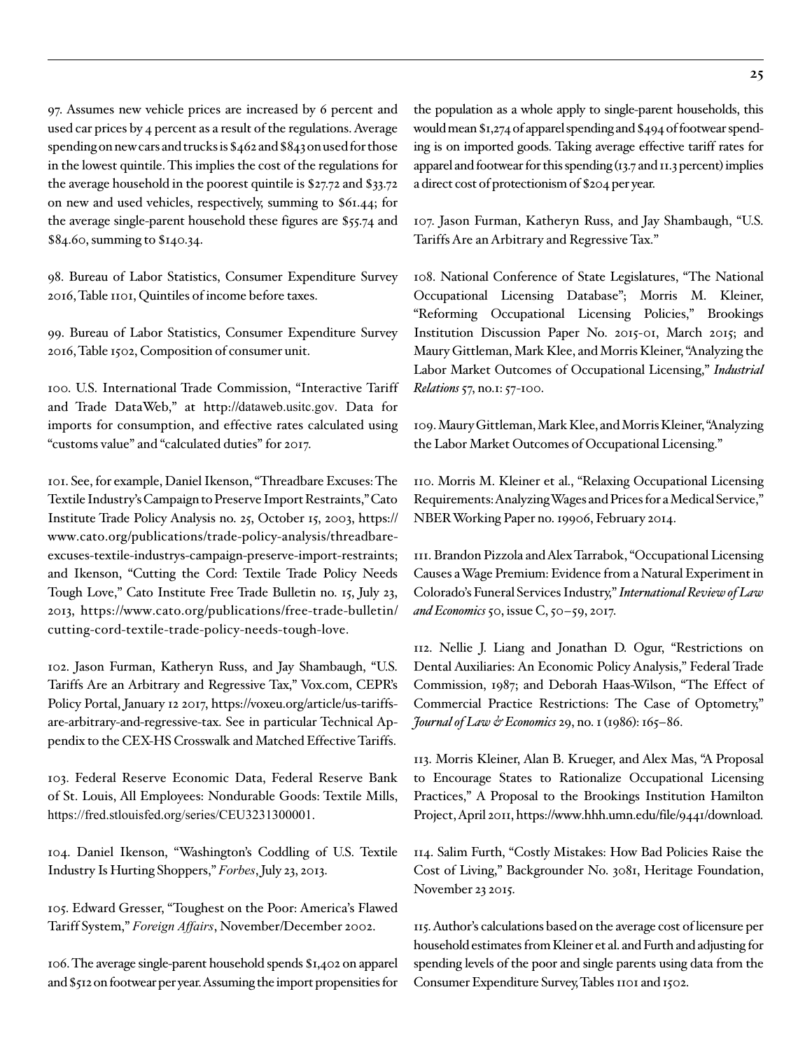97. Assumes new vehicle prices are increased by 6 percent and used car prices by 4 percent as a result of the regulations. Average spending on new cars and trucks is $462 and $843 on used for those in the lowest quintile. This implies the cost of the regulations for the average household in the poorest quintile is $27.72 and $33.72 on new and used vehicles, respectively, summing to $61.44; for the average single-parent household these figures are $55.74 and $84.60, summing to $140.34.

98. Bureau of Labor Statistics, Consumer Expenditure Survey 2016, Table 1101, Quintiles of income before taxes.

99. Bureau of Labor Statistics, Consumer Expenditure Survey 2016, Table 1502, Composition of consumer unit.

100. U.S. International Trade Commission, "Interactive Tariff and Trade DataWeb," at http://dataweb.usitc.gov. Data for imports for consumption, and effective rates calculated using "customs value" and "calculated duties" for 2017.

101. See, for example, Daniel Ikenson, "Threadbare Excuses: The Textile Industry's Campaign to Preserve Import Restraints," Cato Institute Trade Policy Analysis no. 25, October 15, 2003, https://www.cato.org/publications/trade-policy-analysis/threadbare-excuses-textile-industrys-campaign-preserve-import-restraints; and Ikenson, "Cutting the Cord: Textile Trade Policy Needs Tough Love," Cato Institute Free Trade Bulletin no. 15, July 23, 2013, https://www.cato.org/publications/free-trade-bulletin/cutting-cord-textile-trade-policy-needs-tough-love.

102. Jason Furman, Katheryn Russ, and Jay Shambaugh, "U.S. Tariffs Are an Arbitrary and Regressive Tax," Vox.com, CEPR's Policy Portal, January 12 2017, https://voxeu.org/article/us-tariffs-are-arbitrary-and-regressive-tax. See in particular Technical Appendix to the CEX-HS Crosswalk and Matched Effective Tariffs.

103. Federal Reserve Economic Data, Federal Reserve Bank of St. Louis, All Employees: Nondurable Goods: Textile Mills, https://fred.stlouisfed.org/series/CEU3231300001.

104. Daniel Ikenson, "Washington's Coddling of U.S. Textile Industry Is Hurting Shoppers," *Forbes*, July 23, 2013.

105. Edward Gresser, "Toughest on the Poor: America's Flawed Tariff System," *Foreign Affairs*, November/December 2002.

106. The average single-parent household spends $1,402 on apparel and $512 on footwear per year. Assuming the import propensities for the population as a whole apply to single-parent households, this would mean $1,274 of apparel spending and $494 of footwear spending is on imported goods. Taking average effective tariff rates for apparel and footwear for this spending (13.7 and 11.3 percent) implies a direct cost of protectionism of $204 per year.

107. Jason Furman, Katheryn Russ, and Jay Shambaugh, "U.S. Tariffs Are an Arbitrary and Regressive Tax."

108. National Conference of State Legislatures, "The National Occupational Licensing Database"; Morris M. Kleiner, "Reforming Occupational Licensing Policies," Brookings Institution Discussion Paper No. 2015-01, March 2015; and Maury Gittleman, Mark Klee, and Morris Kleiner, "Analyzing the Labor Market Outcomes of Occupational Licensing," *Industrial Relations* 57, no.1: 57-100.

109. Maury Gittleman, Mark Klee, and Morris Kleiner, "Analyzing the Labor Market Outcomes of Occupational Licensing."

110. Morris M. Kleiner et al., "Relaxing Occupational Licensing Requirements: Analyzing Wages and Prices for a Medical Service," NBER Working Paper no. 19906, February 2014.

111. Brandon Pizzola and Alex Tarrabok, "Occupational Licensing Causes a Wage Premium: Evidence from a Natural Experiment in Colorado's Funeral Services Industry," *International Review of Law and Economics* 50, issue C, 50–59, 2017.

112. Nellie J. Liang and Jonathan D. Ogur, "Restrictions on Dental Auxiliaries: An Economic Policy Analysis," Federal Trade Commission, 1987; and Deborah Haas-Wilson, "The Effect of Commercial Practice Restrictions: The Case of Optometry," *Journal of Law & Economics* 29, no. 1 (1986): 165–86.

113. Morris Kleiner, Alan B. Krueger, and Alex Mas, "A Proposal to Encourage States to Rationalize Occupational Licensing Practices," A Proposal to the Brookings Institution Hamilton Project, April 2011, https://www.hhh.umn.edu/file/9441/download.

114. Salim Furth, "Costly Mistakes: How Bad Policies Raise the Cost of Living," Backgrounder No. 3081, Heritage Foundation, November 23 2015.

115. Author's calculations based on the average cost of licensure per household estimates from Kleiner et al. and Furth and adjusting for spending levels of the poor and single parents using data from the Consumer Expenditure Survey, Tables 1101 and 1502.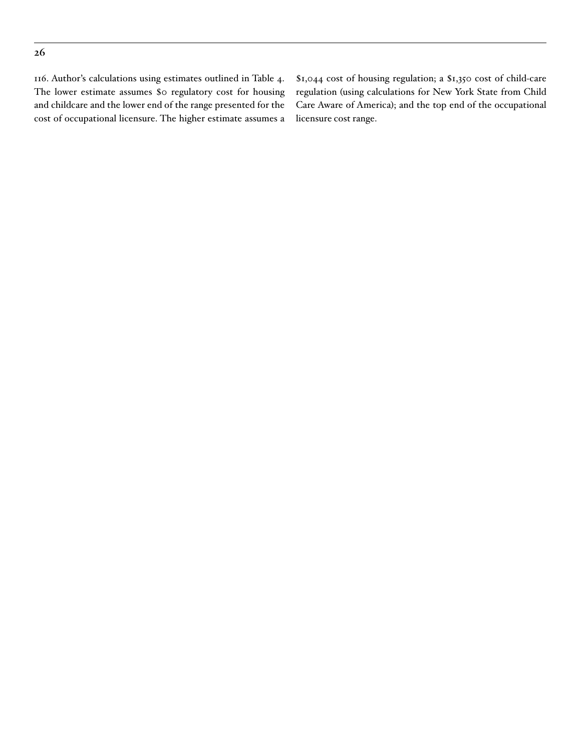116. Author's calculations using estimates outlined in Table 4. The lower estimate assumes $0 regulatory cost for housing and childcare and the lower end of the range presented for the cost of occupational licensure. The higher estimate assumes a $1,044 cost of housing regulation; a $1,350 cost of child-care regulation (using calculations for New York State from Child Care Aware of America); and the top end of the occupational licensure cost range.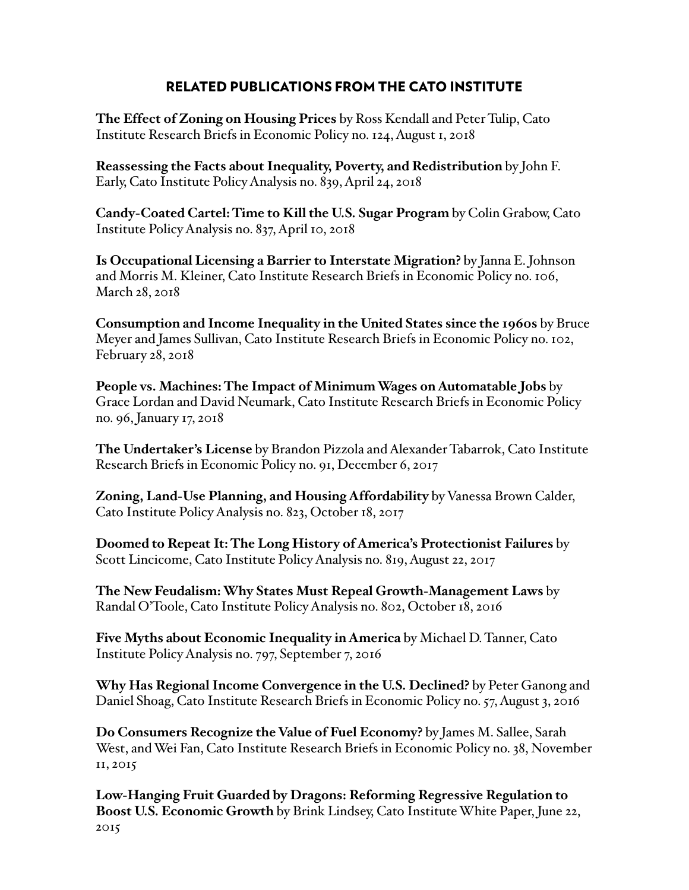## RELATED PUBLICATIONS FROM THE CATO INSTITUTE

**The Effect of Zoning on Housing Prices** by Ross Kendall and Peter Tulip, Cato Institute Research Briefs in Economic Policy no. 124, August 1, 2018

**Reassessing the Facts about Inequality, Poverty, and Redistribution** by John F. Early, Cato Institute Policy Analysis no. 839, April 24, 2018

**Candy-Coated Cartel: Time to Kill the U.S. Sugar Program** by Colin Grabow, Cato Institute Policy Analysis no. 837, April 10, 2018

**Is Occupational Licensing a Barrier to Interstate Migration?** by Janna E. Johnson and Morris M. Kleiner, Cato Institute Research Briefs in Economic Policy no. 106, March 28, 2018

**Consumption and Income Inequality in the United States since the 1960s** by Bruce Meyer and James Sullivan, Cato Institute Research Briefs in Economic Policy no. 102, February 28, 2018

**People vs. Machines: The Impact of Minimum Wages on Automatable Jobs** by Grace Lordan and David Neumark, Cato Institute Research Briefs in Economic Policy no. 96, January 17, 2018

**The Undertaker's License** by Brandon Pizzola and Alexander Tabarrok, Cato Institute Research Briefs in Economic Policy no. 91, December 6, 2017

**Zoning, Land-Use Planning, and Housing Affordability** by Vanessa Brown Calder, Cato Institute Policy Analysis no. 823, October 18, 2017

**Doomed to Repeat It: The Long History of America's Protectionist Failures** by Scott Lincicome, Cato Institute Policy Analysis no. 819, August 22, 2017

**The New Feudalism: Why States Must Repeal Growth-Management Laws** by Randal O'Toole, Cato Institute Policy Analysis no. 802, October 18, 2016

**Five Myths about Economic Inequality in America** by Michael D. Tanner, Cato Institute Policy Analysis no. 797, September 7, 2016

**Why Has Regional Income Convergence in the U.S. Declined?** by Peter Ganong and Daniel Shoag, Cato Institute Research Briefs in Economic Policy no. 57, August 3, 2016

**Do Consumers Recognize the Value of Fuel Economy?** by James M. Sallee, Sarah West, and Wei Fan, Cato Institute Research Briefs in Economic Policy no. 38, November 11, 2015

**Low-Hanging Fruit Guarded by Dragons: Reforming Regressive Regulation to Boost U.S. Economic Growth** by Brink Lindsey, Cato Institute White Paper, June 22, 2015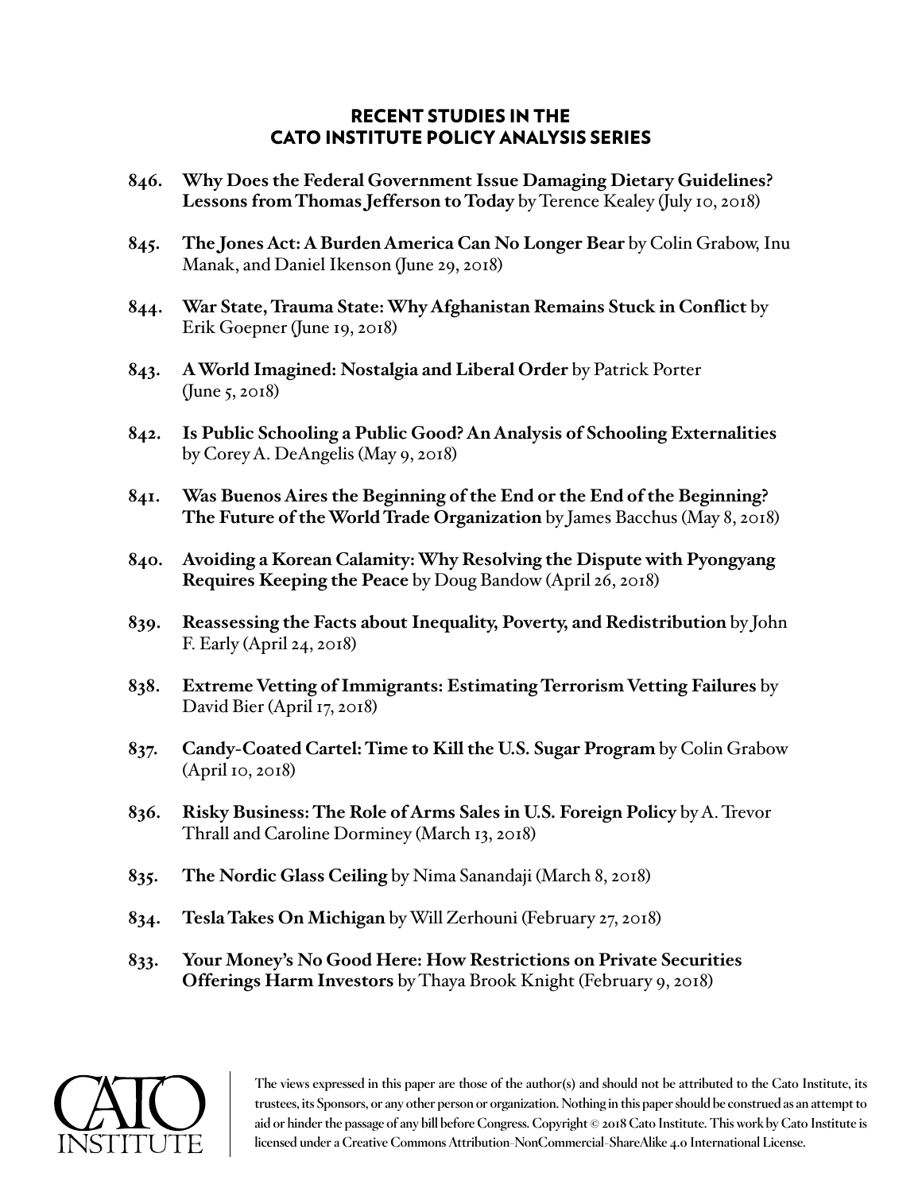## RECENT STUDIES IN THE CATO INSTITUTE POLICY ANALYSIS SERIES

**846. Why Does the Federal Government Issue Damaging Dietary Guidelines? Lessons from Thomas Jefferson to Today** by Terence Kealey (July 10, 2018)

**845. The Jones Act: A Burden America Can No Longer Bear** by Colin Grabow, Inu Manak, and Daniel Ikenson (June 29, 2018)

**844. War State, Trauma State: Why Afghanistan Remains Stuck in Conflict** by Erik Goepner (June 19, 2018)

**843. A World Imagined: Nostalgia and Liberal Order** by Patrick Porter (June 5, 2018)

**842. Is Public Schooling a Public Good? An Analysis of Schooling Externalities** by Corey A. DeAngelis (May 9, 2018)

**841. Was Buenos Aires the Beginning of the End or the End of the Beginning? The Future of the World Trade Organization** by James Bacchus (May 8, 2018)

**840. Avoiding a Korean Calamity: Why Resolving the Dispute with Pyongyang Requires Keeping the Peace** by Doug Bandow (April 26, 2018)

**839. Reassessing the Facts about Inequality, Poverty, and Redistribution** by John F. Early (April 24, 2018)

**838. Extreme Vetting of Immigrants: Estimating Terrorism Vetting Failures** by David Bier (April 17, 2018)

**837. Candy-Coated Cartel: Time to Kill the U.S. Sugar Program** by Colin Grabow (April 10, 2018)

**836. Risky Business: The Role of Arms Sales in U.S. Foreign Policy** by A. Trevor Thrall and Caroline Dorminey (March 13, 2018)

**835. The Nordic Glass Ceiling** by Nima Sanandaji (March 8, 2018)

**834. Tesla Takes On Michigan** by Will Zerhouni (February 27, 2018)

**833. Your Money's No Good Here: How Restrictions on Private Securities Offerings Harm Investors** by Thaya Brook Knight (February 9, 2018)

CATO INSTITUTE

The views expressed in this paper are those of the author(s) and should not be attributed to the Cato Institute, its trustees, its Sponsors, or any other person or organization. Nothing in this paper should be construed as an attempt to aid or hinder the passage of any bill before Congress. Copyright © 2018 Cato Institute. This work by Cato Institute is licensed under a Creative Commons Attribution-NonCommercial-ShareAlike 4.0 International License.